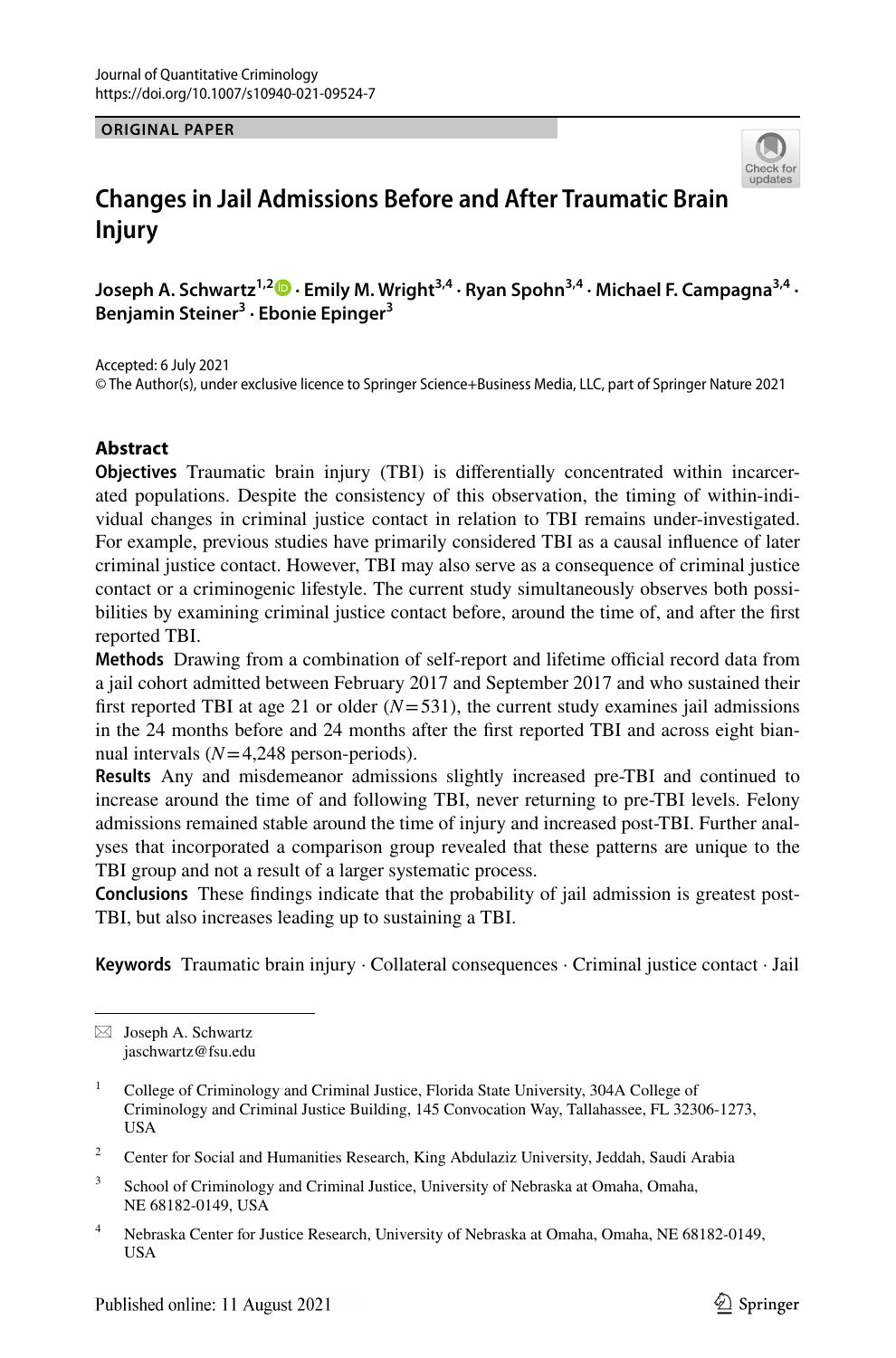Journal of Quantitative Criminology
https://doi.org/10.1007/s10940-021-09524-7

**ORIGINAL PAPER**

# Changes in Jail Admissions Before and After Traumatic Brain Injury

**Joseph A. Schwartz**[1,2] **· Emily M. Wright**[3,4] **· Ryan Spohn**[3,4] **· Michael F. Campagna**[3,4] **· Benjamin Steiner**[3] **· Ebonie Epinger**[3]

Accepted: 6 July 2021
© The Author(s), under exclusive licence to Springer Science+Business Media, LLC, part of Springer Nature 2021

## Abstract

**Objectives** Traumatic brain injury (TBI) is differentially concentrated within incarcerated populations. Despite the consistency of this observation, the timing of within-individual changes in criminal justice contact in relation to TBI remains under-investigated. For example, previous studies have primarily considered TBI as a causal influence of later criminal justice contact. However, TBI may also serve as a consequence of criminal justice contact or a criminogenic lifestyle. The current study simultaneously observes both possibilities by examining criminal justice contact before, around the time of, and after the first reported TBI.

**Methods** Drawing from a combination of self-report and lifetime official record data from a jail cohort admitted between February 2017 and September 2017 and who sustained their first reported TBI at age 21 or older ($N = 531$), the current study examines jail admissions in the 24 months before and 24 months after the first reported TBI and across eight biannual intervals ($N = 4{,}248$ person-periods).

**Results** Any and misdemeanor admissions slightly increased pre-TBI and continued to increase around the time of and following TBI, never returning to pre-TBI levels. Felony admissions remained stable around the time of injury and increased post-TBI. Further analyses that incorporated a comparison group revealed that these patterns are unique to the TBI group and not a result of a larger systematic process.

**Conclusions** These findings indicate that the probability of jail admission is greatest post-TBI, but also increases leading up to sustaining a TBI.

**Keywords** Traumatic brain injury · Collateral consequences · Criminal justice contact · Jail

---

✉ Joseph A. Schwartz
jaschwartz@fsu.edu

1 College of Criminology and Criminal Justice, Florida State University, 304A College of Criminology and Criminal Justice Building, 145 Convocation Way, Tallahassee, FL 32306-1273, USA

2 Center for Social and Humanities Research, King Abdulaziz University, Jeddah, Saudi Arabia

3 School of Criminology and Criminal Justice, University of Nebraska at Omaha, Omaha, NE 68182-0149, USA

4 Nebraska Center for Justice Research, University of Nebraska at Omaha, Omaha, NE 68182-0149, USA

Published online: 11 August 2021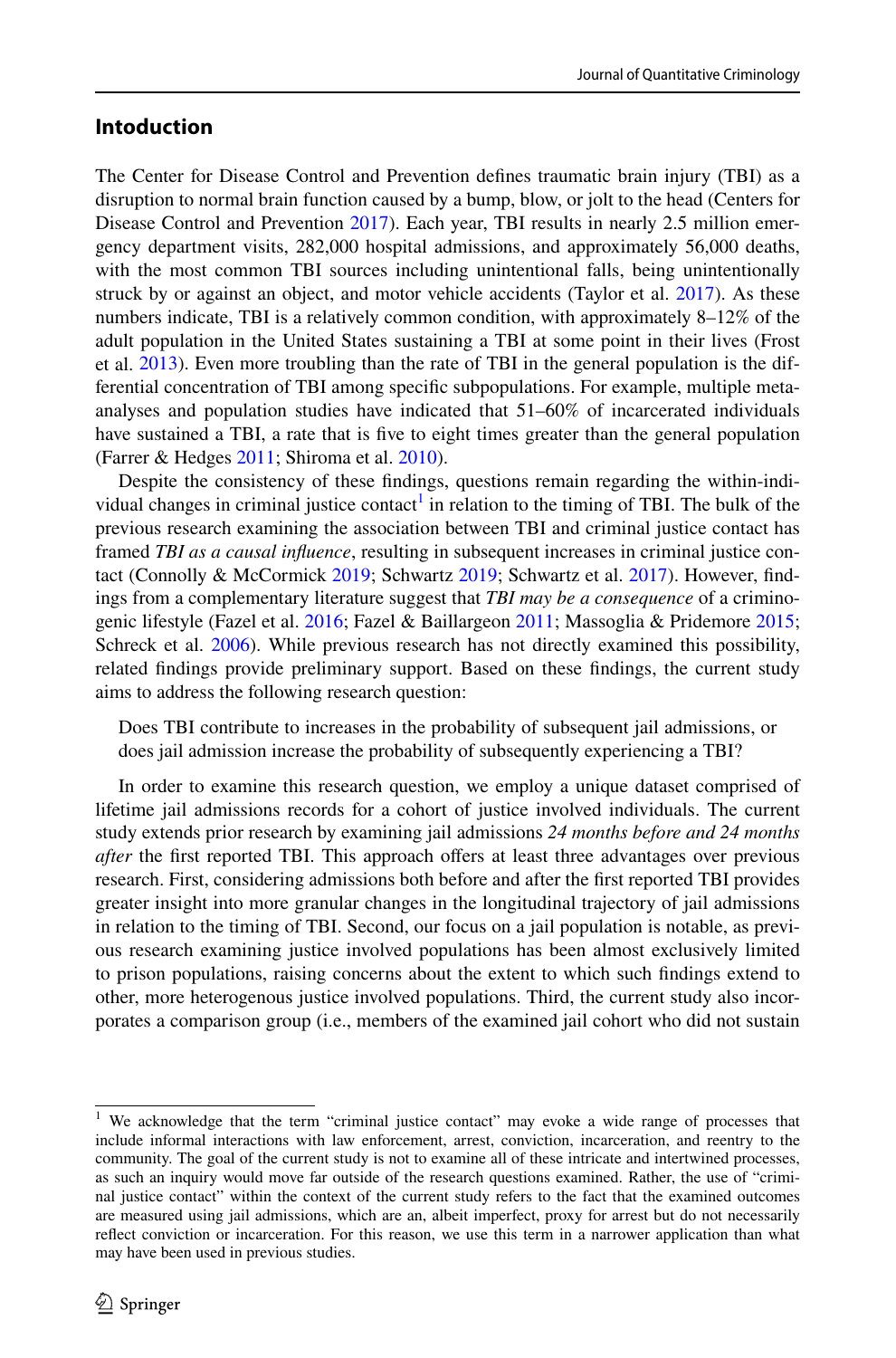## Intoduction

The Center for Disease Control and Prevention defines traumatic brain injury (TBI) as a disruption to normal brain function caused by a bump, blow, or jolt to the head (Centers for Disease Control and Prevention 2017). Each year, TBI results in nearly 2.5 million emergency department visits, 282,000 hospital admissions, and approximately 56,000 deaths, with the most common TBI sources including unintentional falls, being unintentionally struck by or against an object, and motor vehicle accidents (Taylor et al. 2017). As these numbers indicate, TBI is a relatively common condition, with approximately 8–12% of the adult population in the United States sustaining a TBI at some point in their lives (Frost et al. 2013). Even more troubling than the rate of TBI in the general population is the differential concentration of TBI among specific subpopulations. For example, multiple meta-analyses and population studies have indicated that 51–60% of incarcerated individuals have sustained a TBI, a rate that is five to eight times greater than the general population (Farrer & Hedges 2011; Shiroma et al. 2010).

Despite the consistency of these findings, questions remain regarding the within-individual changes in criminal justice contact[1] in relation to the timing of TBI. The bulk of the previous research examining the association between TBI and criminal justice contact has framed *TBI as a causal influence*, resulting in subsequent increases in criminal justice contact (Connolly & McCormick 2019; Schwartz 2019; Schwartz et al. 2017). However, findings from a complementary literature suggest that *TBI may be a consequence* of a criminogenic lifestyle (Fazel et al. 2016; Fazel & Baillargeon 2011; Massoglia & Pridemore 2015; Schreck et al. 2006). While previous research has not directly examined this possibility, related findings provide preliminary support. Based on these findings, the current study aims to address the following research question:

> Does TBI contribute to increases in the probability of subsequent jail admissions, or does jail admission increase the probability of subsequently experiencing a TBI?

In order to examine this research question, we employ a unique dataset comprised of lifetime jail admissions records for a cohort of justice involved individuals. The current study extends prior research by examining jail admissions *24 months before and 24 months after* the first reported TBI. This approach offers at least three advantages over previous research. First, considering admissions both before and after the first reported TBI provides greater insight into more granular changes in the longitudinal trajectory of jail admissions in relation to the timing of TBI. Second, our focus on a jail population is notable, as previous research examining justice involved populations has been almost exclusively limited to prison populations, raising concerns about the extent to which such findings extend to other, more heterogenous justice involved populations. Third, the current study also incorporates a comparison group (i.e., members of the examined jail cohort who did not sustain

[1] We acknowledge that the term "criminal justice contact" may evoke a wide range of processes that include informal interactions with law enforcement, arrest, conviction, incarceration, and reentry to the community. The goal of the current study is not to examine all of these intricate and intertwined processes, as such an inquiry would move far outside of the research questions examined. Rather, the use of "criminal justice contact" within the context of the current study refers to the fact that the examined outcomes are measured using jail admissions, which are an, albeit imperfect, proxy for arrest but do not necessarily reflect conviction or incarceration. For this reason, we use this term in a narrower application than what may have been used in previous studies.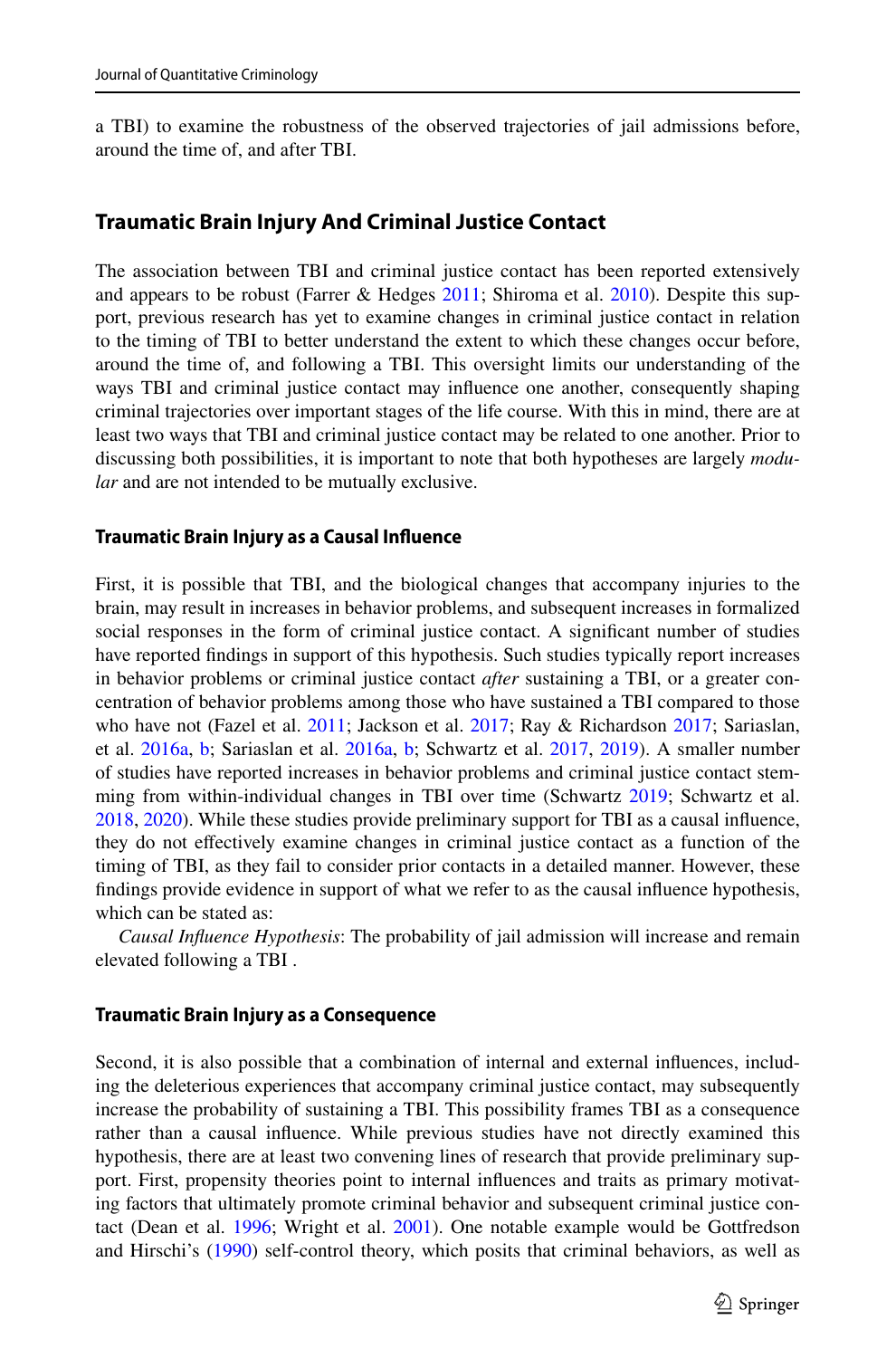a TBI) to examine the robustness of the observed trajectories of jail admissions before, around the time of, and after TBI.

## Traumatic Brain Injury And Criminal Justice Contact

The association between TBI and criminal justice contact has been reported extensively and appears to be robust (Farrer & Hedges 2011; Shiroma et al. 2010). Despite this support, previous research has yet to examine changes in criminal justice contact in relation to the timing of TBI to better understand the extent to which these changes occur before, around the time of, and following a TBI. This oversight limits our understanding of the ways TBI and criminal justice contact may influence one another, consequently shaping criminal trajectories over important stages of the life course. With this in mind, there are at least two ways that TBI and criminal justice contact may be related to one another. Prior to discussing both possibilities, it is important to note that both hypotheses are largely *modular* and are not intended to be mutually exclusive.

### Traumatic Brain Injury as a Causal Influence

First, it is possible that TBI, and the biological changes that accompany injuries to the brain, may result in increases in behavior problems, and subsequent increases in formalized social responses in the form of criminal justice contact. A significant number of studies have reported findings in support of this hypothesis. Such studies typically report increases in behavior problems or criminal justice contact *after* sustaining a TBI, or a greater concentration of behavior problems among those who have sustained a TBI compared to those who have not (Fazel et al. 2011; Jackson et al. 2017; Ray & Richardson 2017; Sariaslan, et al. 2016a, b; Sariaslan et al. 2016a, b; Schwartz et al. 2017, 2019). A smaller number of studies have reported increases in behavior problems and criminal justice contact stemming from within-individual changes in TBI over time (Schwartz 2019; Schwartz et al. 2018, 2020). While these studies provide preliminary support for TBI as a causal influence, they do not effectively examine changes in criminal justice contact as a function of the timing of TBI, as they fail to consider prior contacts in a detailed manner. However, these findings provide evidence in support of what we refer to as the causal influence hypothesis, which can be stated as:

*Causal Influence Hypothesis*: The probability of jail admission will increase and remain elevated following a TBI .

### Traumatic Brain Injury as a Consequence

Second, it is also possible that a combination of internal and external influences, including the deleterious experiences that accompany criminal justice contact, may subsequently increase the probability of sustaining a TBI. This possibility frames TBI as a consequence rather than a causal influence. While previous studies have not directly examined this hypothesis, there are at least two convening lines of research that provide preliminary support. First, propensity theories point to internal influences and traits as primary motivating factors that ultimately promote criminal behavior and subsequent criminal justice contact (Dean et al. 1996; Wright et al. 2001). One notable example would be Gottfredson and Hirschi's (1990) self-control theory, which posits that criminal behaviors, as well as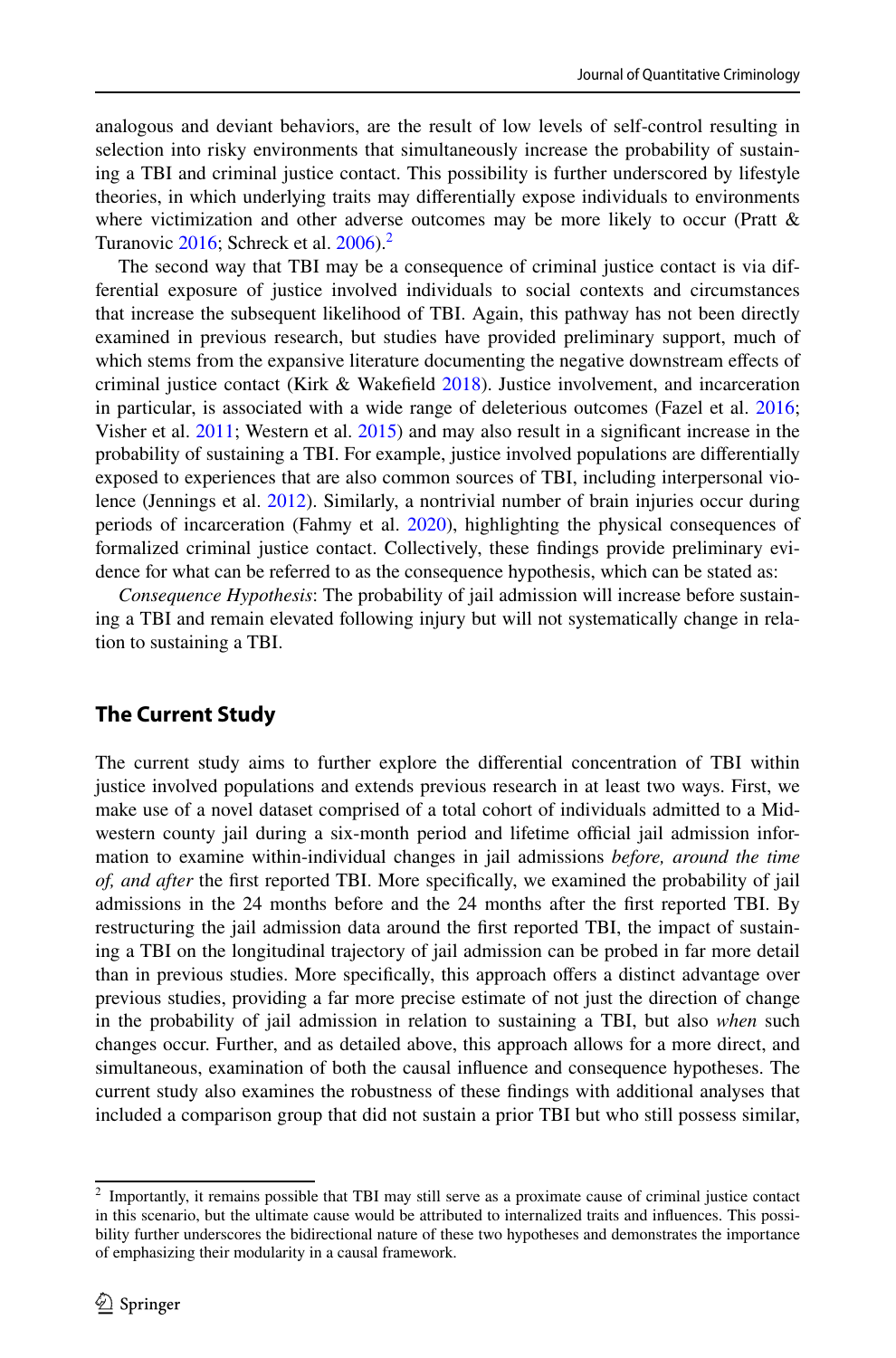analogous and deviant behaviors, are the result of low levels of self-control resulting in selection into risky environments that simultaneously increase the probability of sustaining a TBI and criminal justice contact. This possibility is further underscored by lifestyle theories, in which underlying traits may differentially expose individuals to environments where victimization and other adverse outcomes may be more likely to occur (Pratt & Turanovic 2016; Schreck et al. 2006).[2]

The second way that TBI may be a consequence of criminal justice contact is via differential exposure of justice involved individuals to social contexts and circumstances that increase the subsequent likelihood of TBI. Again, this pathway has not been directly examined in previous research, but studies have provided preliminary support, much of which stems from the expansive literature documenting the negative downstream effects of criminal justice contact (Kirk & Wakefield 2018). Justice involvement, and incarceration in particular, is associated with a wide range of deleterious outcomes (Fazel et al. 2016; Visher et al. 2011; Western et al. 2015) and may also result in a significant increase in the probability of sustaining a TBI. For example, justice involved populations are differentially exposed to experiences that are also common sources of TBI, including interpersonal violence (Jennings et al. 2012). Similarly, a nontrivial number of brain injuries occur during periods of incarceration (Fahmy et al. 2020), highlighting the physical consequences of formalized criminal justice contact. Collectively, these findings provide preliminary evidence for what can be referred to as the consequence hypothesis, which can be stated as:

*Consequence Hypothesis*: The probability of jail admission will increase before sustaining a TBI and remain elevated following injury but will not systematically change in relation to sustaining a TBI.

## The Current Study

The current study aims to further explore the differential concentration of TBI within justice involved populations and extends previous research in at least two ways. First, we make use of a novel dataset comprised of a total cohort of individuals admitted to a Midwestern county jail during a six-month period and lifetime official jail admission information to examine within-individual changes in jail admissions *before, around the time of, and after* the first reported TBI. More specifically, we examined the probability of jail admissions in the 24 months before and the 24 months after the first reported TBI. By restructuring the jail admission data around the first reported TBI, the impact of sustaining a TBI on the longitudinal trajectory of jail admission can be probed in far more detail than in previous studies. More specifically, this approach offers a distinct advantage over previous studies, providing a far more precise estimate of not just the direction of change in the probability of jail admission in relation to sustaining a TBI, but also *when* such changes occur. Further, and as detailed above, this approach allows for a more direct, and simultaneous, examination of both the causal influence and consequence hypotheses. The current study also examines the robustness of these findings with additional analyses that included a comparison group that did not sustain a prior TBI but who still possess similar,

[2] Importantly, it remains possible that TBI may still serve as a proximate cause of criminal justice contact in this scenario, but the ultimate cause would be attributed to internalized traits and influences. This possibility further underscores the bidirectional nature of these two hypotheses and demonstrates the importance of emphasizing their modularity in a causal framework.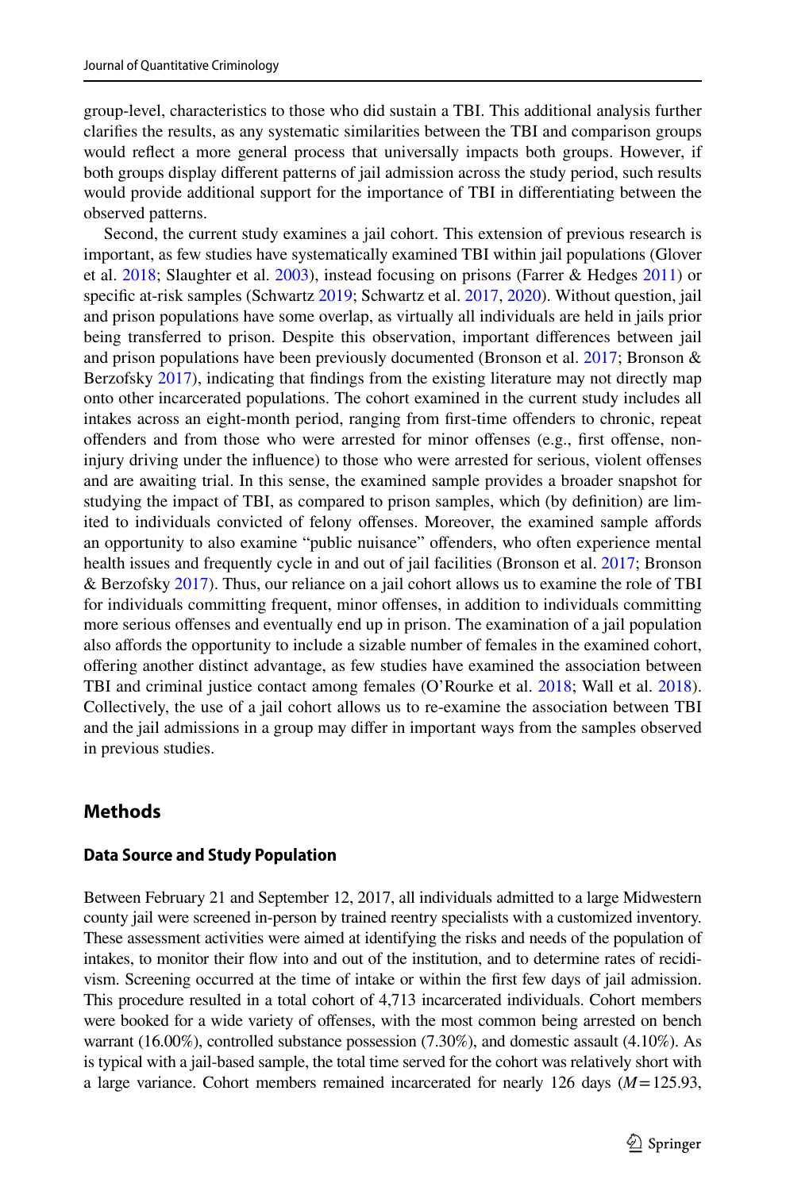group-level, characteristics to those who did sustain a TBI. This additional analysis further clarifies the results, as any systematic similarities between the TBI and comparison groups would reflect a more general process that universally impacts both groups. However, if both groups display different patterns of jail admission across the study period, such results would provide additional support for the importance of TBI in differentiating between the observed patterns.

Second, the current study examines a jail cohort. This extension of previous research is important, as few studies have systematically examined TBI within jail populations (Glover et al. 2018; Slaughter et al. 2003), instead focusing on prisons (Farrer & Hedges 2011) or specific at-risk samples (Schwartz 2019; Schwartz et al. 2017, 2020). Without question, jail and prison populations have some overlap, as virtually all individuals are held in jails prior being transferred to prison. Despite this observation, important differences between jail and prison populations have been previously documented (Bronson et al. 2017; Bronson & Berzofsky 2017), indicating that findings from the existing literature may not directly map onto other incarcerated populations. The cohort examined in the current study includes all intakes across an eight-month period, ranging from first-time offenders to chronic, repeat offenders and from those who were arrested for minor offenses (e.g., first offense, non-injury driving under the influence) to those who were arrested for serious, violent offenses and are awaiting trial. In this sense, the examined sample provides a broader snapshot for studying the impact of TBI, as compared to prison samples, which (by definition) are limited to individuals convicted of felony offenses. Moreover, the examined sample affords an opportunity to also examine "public nuisance" offenders, who often experience mental health issues and frequently cycle in and out of jail facilities (Bronson et al. 2017; Bronson & Berzofsky 2017). Thus, our reliance on a jail cohort allows us to examine the role of TBI for individuals committing frequent, minor offenses, in addition to individuals committing more serious offenses and eventually end up in prison. The examination of a jail population also affords the opportunity to include a sizable number of females in the examined cohort, offering another distinct advantage, as few studies have examined the association between TBI and criminal justice contact among females (O'Rourke et al. 2018; Wall et al. 2018). Collectively, the use of a jail cohort allows us to re-examine the association between TBI and the jail admissions in a group may differ in important ways from the samples observed in previous studies.

## Methods

### Data Source and Study Population

Between February 21 and September 12, 2017, all individuals admitted to a large Midwestern county jail were screened in-person by trained reentry specialists with a customized inventory. These assessment activities were aimed at identifying the risks and needs of the population of intakes, to monitor their flow into and out of the institution, and to determine rates of recidivism. Screening occurred at the time of intake or within the first few days of jail admission. This procedure resulted in a total cohort of 4,713 incarcerated individuals. Cohort members were booked for a wide variety of offenses, with the most common being arrested on bench warrant (16.00%), controlled substance possession (7.30%), and domestic assault (4.10%). As is typical with a jail-based sample, the total time served for the cohort was relatively short with a large variance. Cohort members remained incarcerated for nearly 126 days ($M = 125.93$,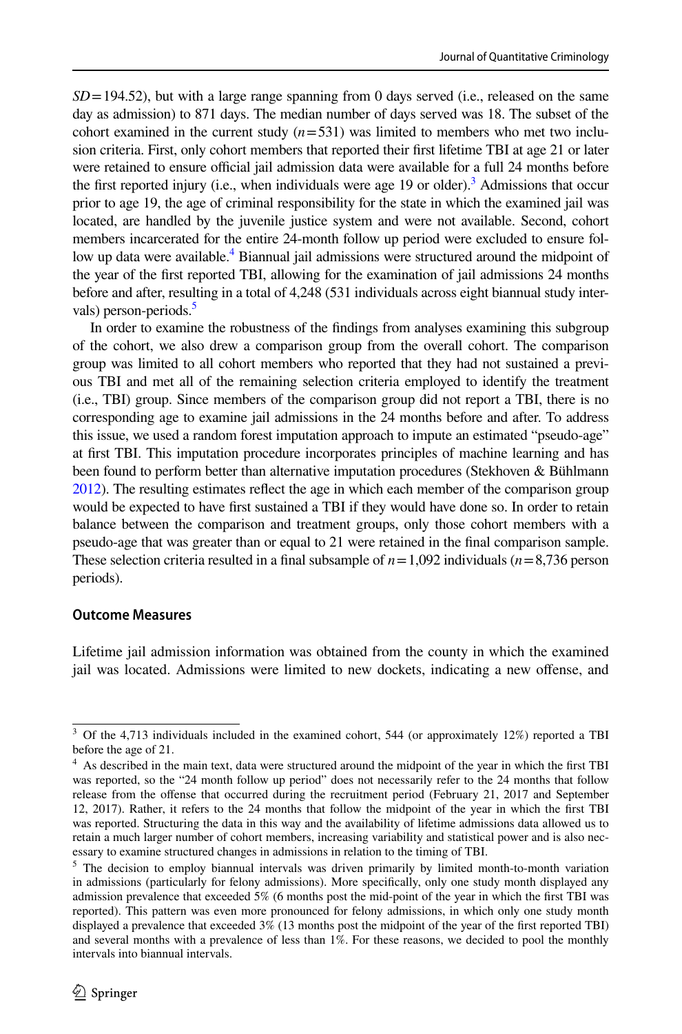*SD* = 194.52), but with a large range spanning from 0 days served (i.e., released on the same day as admission) to 871 days. The median number of days served was 18. The subset of the cohort examined in the current study (*n* = 531) was limited to members who met two inclusion criteria. First, only cohort members that reported their first lifetime TBI at age 21 or later were retained to ensure official jail admission data were available for a full 24 months before the first reported injury (i.e., when individuals were age 19 or older).[3] Admissions that occur prior to age 19, the age of criminal responsibility for the state in which the examined jail was located, are handled by the juvenile justice system and were not available. Second, cohort members incarcerated for the entire 24-month follow up period were excluded to ensure follow up data were available.[4] Biannual jail admissions were structured around the midpoint of the year of the first reported TBI, allowing for the examination of jail admissions 24 months before and after, resulting in a total of 4,248 (531 individuals across eight biannual study intervals) person-periods.[5]

In order to examine the robustness of the findings from analyses examining this subgroup of the cohort, we also drew a comparison group from the overall cohort. The comparison group was limited to all cohort members who reported that they had not sustained a previous TBI and met all of the remaining selection criteria employed to identify the treatment (i.e., TBI) group. Since members of the comparison group did not report a TBI, there is no corresponding age to examine jail admissions in the 24 months before and after. To address this issue, we used a random forest imputation approach to impute an estimated "pseudo-age" at first TBI. This imputation procedure incorporates principles of machine learning and has been found to perform better than alternative imputation procedures (Stekhoven & Bühlmann 2012). The resulting estimates reflect the age in which each member of the comparison group would be expected to have first sustained a TBI if they would have done so. In order to retain balance between the comparison and treatment groups, only those cohort members with a pseudo-age that was greater than or equal to 21 were retained in the final comparison sample. These selection criteria resulted in a final subsample of *n* = 1,092 individuals (*n* = 8,736 person periods).

### Outcome Measures

Lifetime jail admission information was obtained from the county in which the examined jail was located. Admissions were limited to new dockets, indicating a new offense, and

---

[3] Of the 4,713 individuals included in the examined cohort, 544 (or approximately 12%) reported a TBI before the age of 21.

[4] As described in the main text, data were structured around the midpoint of the year in which the first TBI was reported, so the "24 month follow up period" does not necessarily refer to the 24 months that follow release from the offense that occurred during the recruitment period (February 21, 2017 and September 12, 2017). Rather, it refers to the 24 months that follow the midpoint of the year in which the first TBI was reported. Structuring the data in this way and the availability of lifetime admissions data allowed us to retain a much larger number of cohort members, increasing variability and statistical power and is also necessary to examine structured changes in admissions in relation to the timing of TBI.

[5] The decision to employ biannual intervals was driven primarily by limited month-to-month variation in admissions (particularly for felony admissions). More specifically, only one study month displayed any admission prevalence that exceeded 5% (6 months post the mid-point of the year in which the first TBI was reported). This pattern was even more pronounced for felony admissions, in which only one study month displayed a prevalence that exceeded 3% (13 months post the midpoint of the year of the first reported TBI) and several months with a prevalence of less than 1%. For these reasons, we decided to pool the monthly intervals into biannual intervals.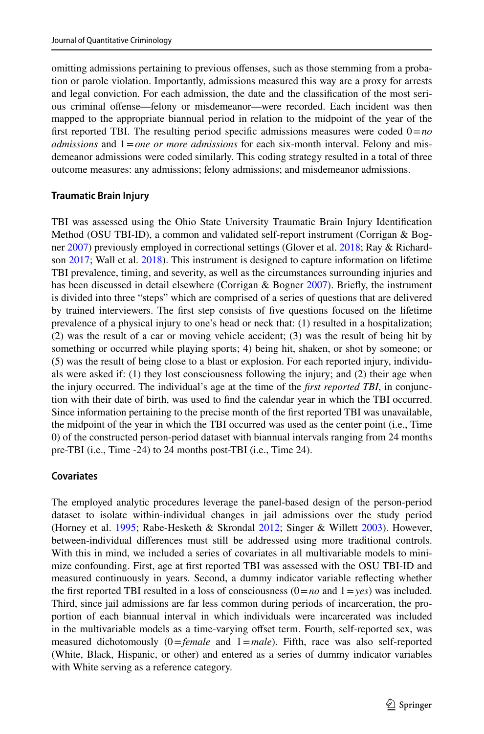omitting admissions pertaining to previous offenses, such as those stemming from a probation or parole violation. Importantly, admissions measured this way are a proxy for arrests and legal conviction. For each admission, the date and the classification of the most serious criminal offense—felony or misdemeanor—were recorded. Each incident was then mapped to the appropriate biannual period in relation to the midpoint of the year of the first reported TBI. The resulting period specific admissions measures were coded 0 = *no admissions* and 1 = *one or more admissions* for each six-month interval. Felony and misdemeanor admissions were coded similarly. This coding strategy resulted in a total of three outcome measures: any admissions; felony admissions; and misdemeanor admissions.

### Traumatic Brain Injury

TBI was assessed using the Ohio State University Traumatic Brain Injury Identification Method (OSU TBI-ID), a common and validated self-report instrument (Corrigan & Bogner 2007) previously employed in correctional settings (Glover et al. 2018; Ray & Richardson 2017; Wall et al. 2018). This instrument is designed to capture information on lifetime TBI prevalence, timing, and severity, as well as the circumstances surrounding injuries and has been discussed in detail elsewhere (Corrigan & Bogner 2007). Briefly, the instrument is divided into three "steps" which are comprised of a series of questions that are delivered by trained interviewers. The first step consists of five questions focused on the lifetime prevalence of a physical injury to one's head or neck that: (1) resulted in a hospitalization; (2) was the result of a car or moving vehicle accident; (3) was the result of being hit by something or occurred while playing sports; 4) being hit, shaken, or shot by someone; or (5) was the result of being close to a blast or explosion. For each reported injury, individuals were asked if: (1) they lost consciousness following the injury; and (2) their age when the injury occurred. The individual's age at the time of the *first reported TBI*, in conjunction with their date of birth, was used to find the calendar year in which the TBI occurred. Since information pertaining to the precise month of the first reported TBI was unavailable, the midpoint of the year in which the TBI occurred was used as the center point (i.e., Time 0) of the constructed person-period dataset with biannual intervals ranging from 24 months pre-TBI (i.e., Time -24) to 24 months post-TBI (i.e., Time 24).

### Covariates

The employed analytic procedures leverage the panel-based design of the person-period dataset to isolate within-individual changes in jail admissions over the study period (Horney et al. 1995; Rabe-Hesketh & Skrondal 2012; Singer & Willett 2003). However, between-individual differences must still be addressed using more traditional controls. With this in mind, we included a series of covariates in all multivariable models to minimize confounding. First, age at first reported TBI was assessed with the OSU TBI-ID and measured continuously in years. Second, a dummy indicator variable reflecting whether the first reported TBI resulted in a loss of consciousness (0 = *no* and 1 = *yes*) was included. Third, since jail admissions are far less common during periods of incarceration, the proportion of each biannual interval in which individuals were incarcerated was included in the multivariable models as a time-varying offset term. Fourth, self-reported sex, was measured dichotomously (0 = *female* and 1 = *male*). Fifth, race was also self-reported (White, Black, Hispanic, or other) and entered as a series of dummy indicator variables with White serving as a reference category.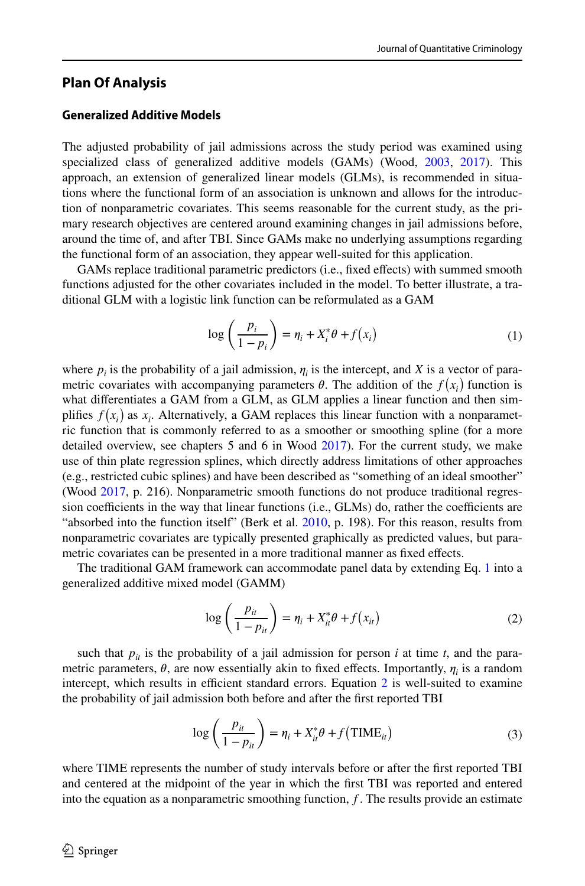## Plan Of Analysis

### Generalized Additive Models

The adjusted probability of jail admissions across the study period was examined using specialized class of generalized additive models (GAMs) (Wood, 2003, 2017). This approach, an extension of generalized linear models (GLMs), is recommended in situations where the functional form of an association is unknown and allows for the introduction of nonparametric covariates. This seems reasonable for the current study, as the primary research objectives are centered around examining changes in jail admissions before, around the time of, and after TBI. Since GAMs make no underlying assumptions regarding the functional form of an association, they appear well-suited for this application.

GAMs replace traditional parametric predictors (i.e., fixed effects) with summed smooth functions adjusted for the other covariates included in the model. To better illustrate, a traditional GLM with a logistic link function can be reformulated as a GAM

$$\log\left(\frac{p_i}{1-p_i}\right) = \eta_i + X_i^*\theta + f(x_i) \tag{1}$$

where $p_i$ is the probability of a jail admission, $\eta_i$ is the intercept, and $X$ is a vector of parametric covariates with accompanying parameters $\theta$. The addition of the $f(x_i)$ function is what differentiates a GAM from a GLM, as GLM applies a linear function and then simplifies $f(x_i)$ as $x_i$. Alternatively, a GAM replaces this linear function with a nonparametric function that is commonly referred to as a smoother or smoothing spline (for a more detailed overview, see chapters 5 and 6 in Wood 2017). For the current study, we make use of thin plate regression splines, which directly address limitations of other approaches (e.g., restricted cubic splines) and have been described as "something of an ideal smoother" (Wood 2017, p. 216). Nonparametric smooth functions do not produce traditional regression coefficients in the way that linear functions (i.e., GLMs) do, rather the coefficients are "absorbed into the function itself" (Berk et al. 2010, p. 198). For this reason, results from nonparametric covariates are typically presented graphically as predicted values, but parametric covariates can be presented in a more traditional manner as fixed effects.

The traditional GAM framework can accommodate panel data by extending Eq. 1 into a generalized additive mixed model (GAMM)

$$\log\left(\frac{p_{it}}{1-p_{it}}\right) = \eta_i + X_{it}^*\theta + f(x_{it}) \tag{2}$$

such that $p_{it}$ is the probability of a jail admission for person $i$ at time $t$, and the parametric parameters, $\theta$, are now essentially akin to fixed effects. Importantly, $\eta_i$ is a random intercept, which results in efficient standard errors. Equation 2 is well-suited to examine the probability of jail admission both before and after the first reported TBI

$$\log\left(\frac{p_{it}}{1-p_{it}}\right) = \eta_i + X_{it}^*\theta + f(\text{TIME}_{it}) \tag{3}$$

where TIME represents the number of study intervals before or after the first reported TBI and centered at the midpoint of the year in which the first TBI was reported and entered into the equation as a nonparametric smoothing function, $f$. The results provide an estimate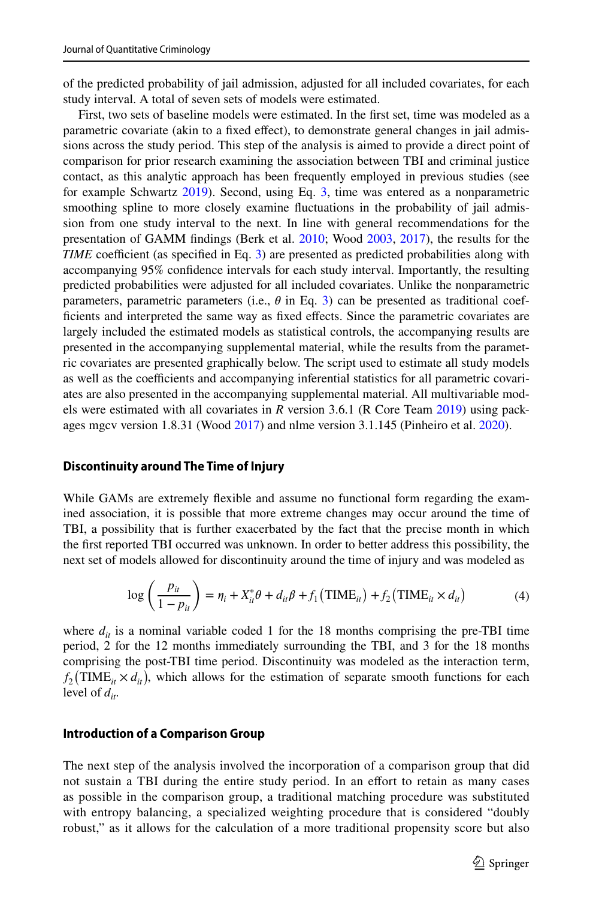of the predicted probability of jail admission, adjusted for all included covariates, for each study interval. A total of seven sets of models were estimated.

First, two sets of baseline models were estimated. In the first set, time was modeled as a parametric covariate (akin to a fixed effect), to demonstrate general changes in jail admissions across the study period. This step of the analysis is aimed to provide a direct point of comparison for prior research examining the association between TBI and criminal justice contact, as this analytic approach has been frequently employed in previous studies (see for example Schwartz 2019). Second, using Eq. 3, time was entered as a nonparametric smoothing spline to more closely examine fluctuations in the probability of jail admission from one study interval to the next. In line with general recommendations for the presentation of GAMM findings (Berk et al. 2010; Wood 2003, 2017), the results for the *TIME* coefficient (as specified in Eq. 3) are presented as predicted probabilities along with accompanying 95% confidence intervals for each study interval. Importantly, the resulting predicted probabilities were adjusted for all included covariates. Unlike the nonparametric parameters, parametric parameters (i.e., $\theta$ in Eq. 3) can be presented as traditional coefficients and interpreted the same way as fixed effects. Since the parametric covariates are largely included the estimated models as statistical controls, the accompanying results are presented in the accompanying supplemental material, while the results from the parametric covariates are presented graphically below. The script used to estimate all study models as well as the coefficients and accompanying inferential statistics for all parametric covariates are also presented in the accompanying supplemental material. All multivariable models were estimated with all covariates in *R* version 3.6.1 (R Core Team 2019) using packages mgcv version 1.8.31 (Wood 2017) and nlme version 3.1.145 (Pinheiro et al. 2020).

### Discontinuity around The Time of Injury

While GAMs are extremely flexible and assume no functional form regarding the examined association, it is possible that more extreme changes may occur around the time of TBI, a possibility that is further exacerbated by the fact that the precise month in which the first reported TBI occurred was unknown. In order to better address this possibility, the next set of models allowed for discontinuity around the time of injury and was modeled as

$$\log\left(\frac{p_{it}}{1-p_{it}}\right) = \eta_i + X_{it}^{*}\theta + d_{it}\beta + f_1\left(\text{TIME}_{it}\right) + f_2\left(\text{TIME}_{it} \times d_{it}\right) \tag{4}$$

where $d_{it}$ is a nominal variable coded 1 for the 18 months comprising the pre-TBI time period, 2 for the 12 months immediately surrounding the TBI, and 3 for the 18 months comprising the post-TBI time period. Discontinuity was modeled as the interaction term, $f_2\left(\text{TIME}_{it} \times d_{it}\right)$, which allows for the estimation of separate smooth functions for each level of $d_{it}$.

### Introduction of a Comparison Group

The next step of the analysis involved the incorporation of a comparison group that did not sustain a TBI during the entire study period. In an effort to retain as many cases as possible in the comparison group, a traditional matching procedure was substituted with entropy balancing, a specialized weighting procedure that is considered "doubly robust," as it allows for the calculation of a more traditional propensity score but also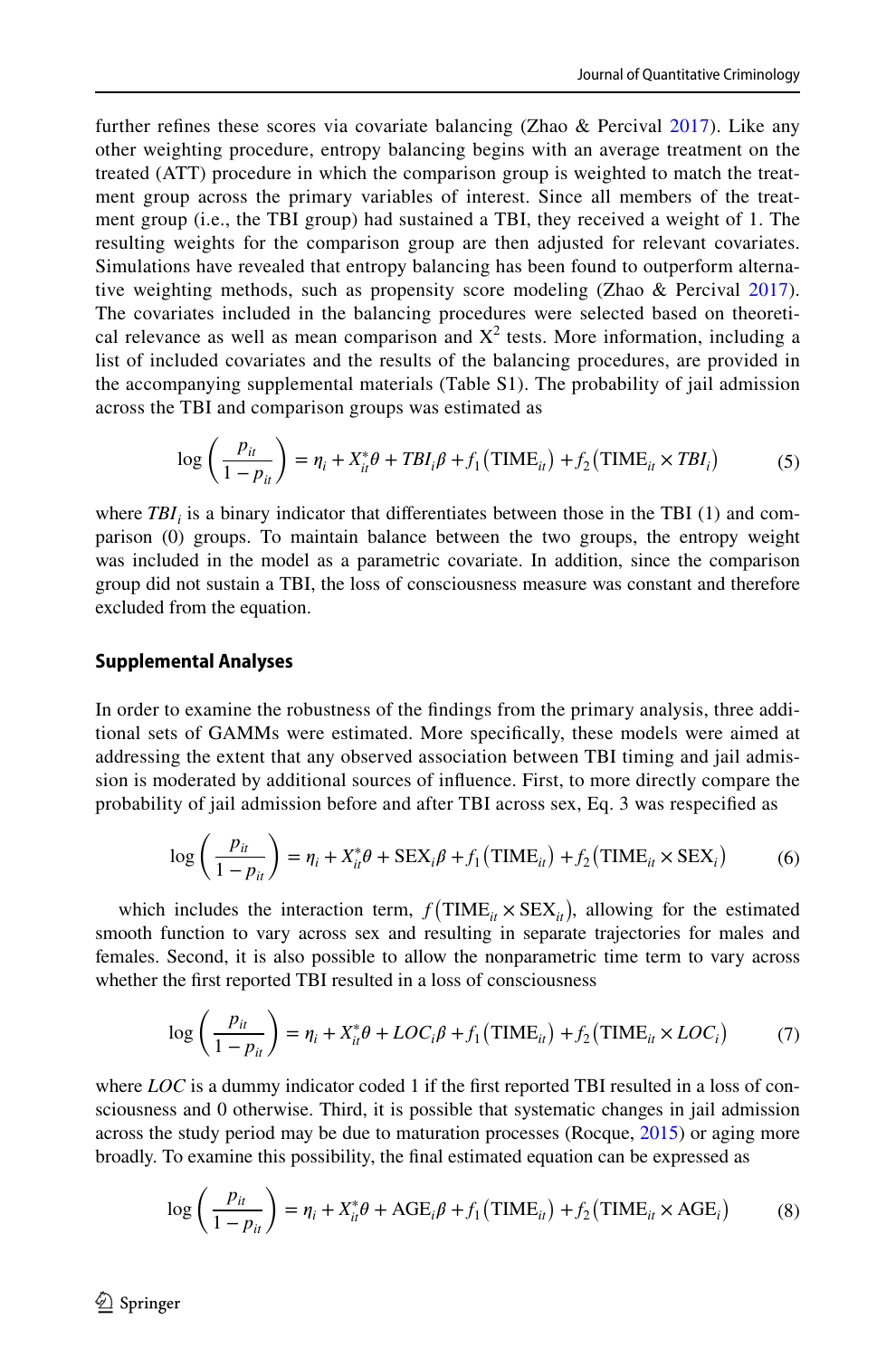further refines these scores via covariate balancing (Zhao & Percival 2017). Like any other weighting procedure, entropy balancing begins with an average treatment on the treated (ATT) procedure in which the comparison group is weighted to match the treatment group across the primary variables of interest. Since all members of the treatment group (i.e., the TBI group) had sustained a TBI, they received a weight of 1. The resulting weights for the comparison group are then adjusted for relevant covariates. Simulations have revealed that entropy balancing has been found to outperform alternative weighting methods, such as propensity score modeling (Zhao & Percival 2017). The covariates included in the balancing procedures were selected based on theoretical relevance as well as mean comparison and $X^2$ tests. More information, including a list of included covariates and the results of the balancing procedures, are provided in the accompanying supplemental materials (Table S1). The probability of jail admission across the TBI and comparison groups was estimated as

$$\log\left(\frac{p_{it}}{1-p_{it}}\right) = \eta_i + X_{it}^{*}\theta + TBI_i\beta + f_1\left(\text{TIME}_{it}\right) + f_2\left(\text{TIME}_{it} \times TBI_i\right) \tag{5}$$

where $TBI_i$ is a binary indicator that differentiates between those in the TBI (1) and comparison (0) groups. To maintain balance between the two groups, the entropy weight was included in the model as a parametric covariate. In addition, since the comparison group did not sustain a TBI, the loss of consciousness measure was constant and therefore excluded from the equation.

### Supplemental Analyses

In order to examine the robustness of the findings from the primary analysis, three additional sets of GAMMs were estimated. More specifically, these models were aimed at addressing the extent that any observed association between TBI timing and jail admission is moderated by additional sources of influence. First, to more directly compare the probability of jail admission before and after TBI across sex, Eq. 3 was respecified as

$$\log\left(\frac{p_{it}}{1-p_{it}}\right) = \eta_i + X_{it}^{*}\theta + \text{SEX}_i\beta + f_1\left(\text{TIME}_{it}\right) + f_2\left(\text{TIME}_{it} \times \text{SEX}_i\right) \tag{6}$$

which includes the interaction term, $f\left(\text{TIME}_{it} \times \text{SEX}_{it}\right)$, allowing for the estimated smooth function to vary across sex and resulting in separate trajectories for males and females. Second, it is also possible to allow the nonparametric time term to vary across whether the first reported TBI resulted in a loss of consciousness

$$\log\left(\frac{p_{it}}{1-p_{it}}\right) = \eta_i + X_{it}^{*}\theta + LOC_i\beta + f_1\left(\text{TIME}_{it}\right) + f_2\left(\text{TIME}_{it} \times LOC_i\right) \tag{7}$$

where $LOC$ is a dummy indicator coded 1 if the first reported TBI resulted in a loss of consciousness and 0 otherwise. Third, it is possible that systematic changes in jail admission across the study period may be due to maturation processes (Rocque, 2015) or aging more broadly. To examine this possibility, the final estimated equation can be expressed as

$$\log\left(\frac{p_{it}}{1-p_{it}}\right) = \eta_i + X_{it}^{*}\theta + \text{AGE}_i\beta + f_1\left(\text{TIME}_{it}\right) + f_2\left(\text{TIME}_{it} \times \text{AGE}_i\right) \tag{8}$$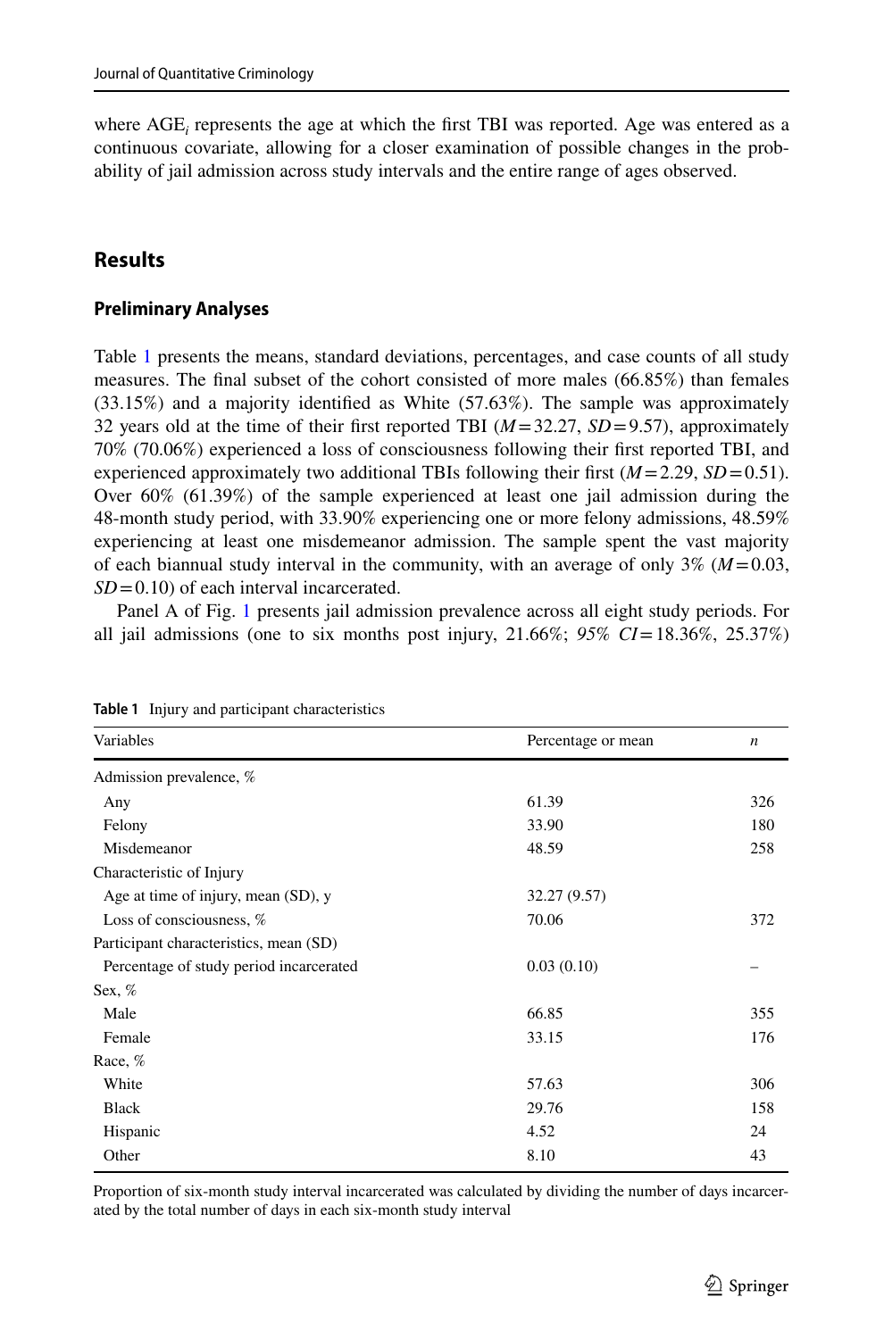where $AGE_i$ represents the age at which the first TBI was reported. Age was entered as a continuous covariate, allowing for a closer examination of possible changes in the probability of jail admission across study intervals and the entire range of ages observed.

## Results

### Preliminary Analyses

Table 1 presents the means, standard deviations, percentages, and case counts of all study measures. The final subset of the cohort consisted of more males (66.85%) than females (33.15%) and a majority identified as White (57.63%). The sample was approximately 32 years old at the time of their first reported TBI ($M = 32.27$, $SD = 9.57$), approximately 70% (70.06%) experienced a loss of consciousness following their first reported TBI, and experienced approximately two additional TBIs following their first ($M = 2.29$, $SD = 0.51$). Over 60% (61.39%) of the sample experienced at least one jail admission during the 48-month study period, with 33.90% experiencing one or more felony admissions, 48.59% experiencing at least one misdemeanor admission. The sample spent the vast majority of each biannual study interval in the community, with an average of only 3% ($M = 0.03$, $SD = 0.10$) of each interval incarcerated.

Panel A of Fig. 1 presents jail admission prevalence across all eight study periods. For all jail admissions (one to six months post injury, 21.66%; *95% CI* = 18.36%, 25.37%)

**Table 1** Injury and participant characteristics

| Variables | Percentage or mean | *n* |
|---|---|---|
| Admission prevalence, % | | |
| Any | 61.39 | 326 |
| Felony | 33.90 | 180 |
| Misdemeanor | 48.59 | 258 |
| Characteristic of Injury | | |
| Age at time of injury, mean (SD), y | 32.27 (9.57) | |
| Loss of consciousness, % | 70.06 | 372 |
| Participant characteristics, mean (SD) | | |
| Percentage of study period incarcerated | 0.03 (0.10) | – |
| Sex, % | | |
| Male | 66.85 | 355 |
| Female | 33.15 | 176 |
| Race, % | | |
| White | 57.63 | 306 |
| Black | 29.76 | 158 |
| Hispanic | 4.52 | 24 |
| Other | 8.10 | 43 |

Proportion of six-month study interval incarcerated was calculated by dividing the number of days incarcerated by the total number of days in each six-month study interval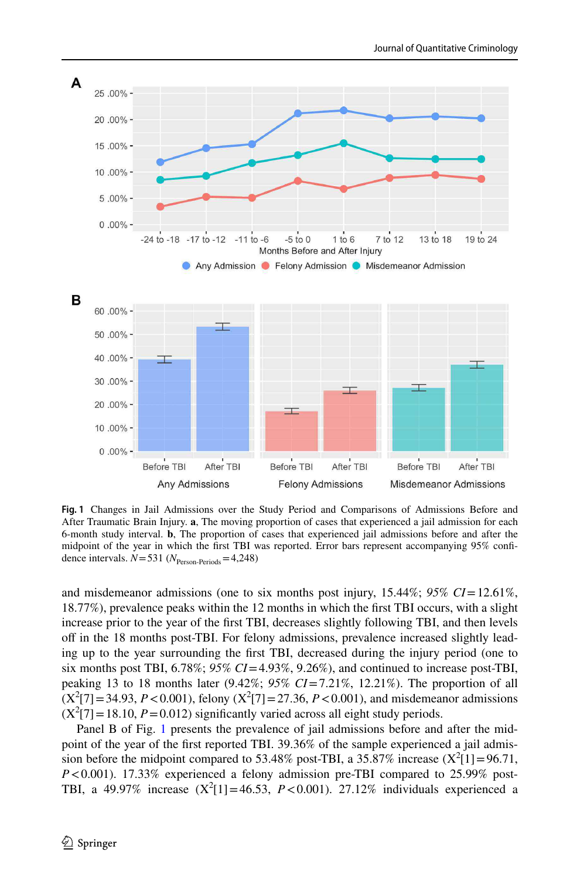**Fig. 1** Changes in Jail Admissions over the Study Period and Comparisons of Admissions Before and After Traumatic Brain Injury. **a**, The moving proportion of cases that experienced a jail admission for each 6-month study interval. **b**, The proportion of cases that experienced jail admissions before and after the midpoint of the year in which the first TBI was reported. Error bars represent accompanying 95% confidence intervals. $N = 531$ ($N_{\text{Person-Periods}} = 4{,}248$)

and misdemeanor admissions (one to six months post injury, 15.44%; *95% CI* = 12.61%, 18.77%), prevalence peaks within the 12 months in which the first TBI occurs, with a slight increase prior to the year of the first TBI, decreases slightly following TBI, and then levels off in the 18 months post-TBI. For felony admissions, prevalence increased slightly leading up to the year surrounding the first TBI, decreased during the injury period (one to six months post TBI, 6.78%; *95% CI* = 4.93%, 9.26%), and continued to increase post-TBI, peaking 13 to 18 months later (9.42%; *95% CI* = 7.21%, 12.21%). The proportion of all ($X^2[7] = 34.93$, $P < 0.001$), felony ($X^2[7] = 27.36$, $P < 0.001$), and misdemeanor admissions ($X^2[7] = 18.10$, $P = 0.012$) significantly varied across all eight study periods.

Panel B of Fig. 1 presents the prevalence of jail admissions before and after the midpoint of the year of the first reported TBI. 39.36% of the sample experienced a jail admission before the midpoint compared to 53.48% post-TBI, a 35.87% increase ($X^2[1] = 96.71$, $P < 0.001$). 17.33% experienced a felony admission pre-TBI compared to 25.99% post-TBI, a 49.97% increase ($X^2[1] = 46.53$, $P < 0.001$). 27.12% individuals experienced a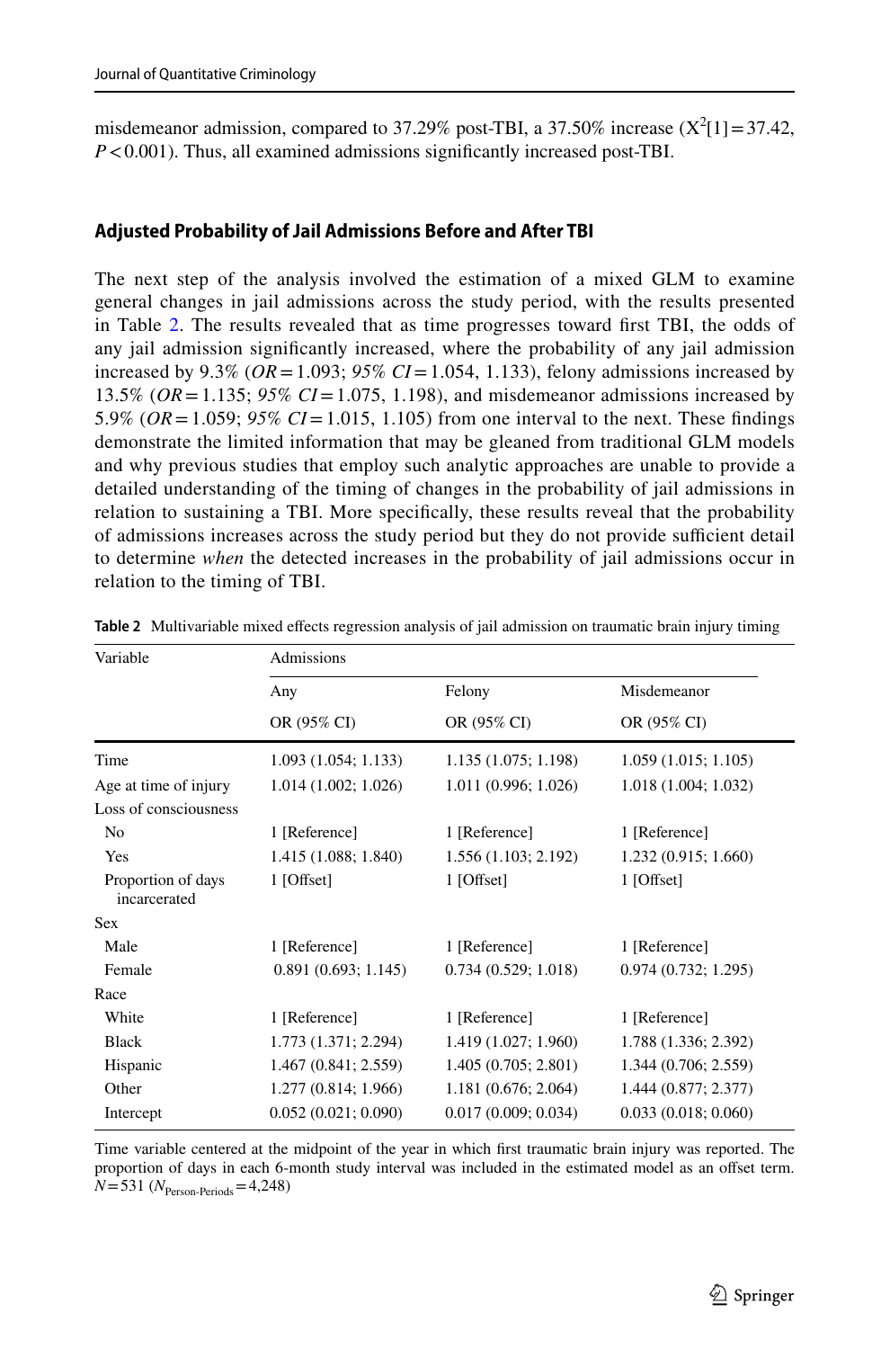misdemeanor admission, compared to 37.29% post-TBI, a 37.50% increase ($X^2[1]=37.42$, $P<0.001$). Thus, all examined admissions significantly increased post-TBI.

### Adjusted Probability of Jail Admissions Before and After TBI

The next step of the analysis involved the estimation of a mixed GLM to examine general changes in jail admissions across the study period, with the results presented in Table 2. The results revealed that as time progresses toward first TBI, the odds of any jail admission significantly increased, where the probability of any jail admission increased by 9.3% (*OR* = 1.093; *95% CI* = 1.054, 1.133), felony admissions increased by 13.5% (*OR* = 1.135; *95% CI* = 1.075, 1.198), and misdemeanor admissions increased by 5.9% (*OR* = 1.059; *95% CI* = 1.015, 1.105) from one interval to the next. These findings demonstrate the limited information that may be gleaned from traditional GLM models and why previous studies that employ such analytic approaches are unable to provide a detailed understanding of the timing of changes in the probability of jail admissions in relation to sustaining a TBI. More specifically, these results reveal that the probability of admissions increases across the study period but they do not provide sufficient detail to determine *when* the detected increases in the probability of jail admissions occur in relation to the timing of TBI.

**Table 2** Multivariable mixed effects regression analysis of jail admission on traumatic brain injury timing

| Variable | Admissions | | |
|---|---|---|---|
| | Any | Felony | Misdemeanor |
| | OR (95% CI) | OR (95% CI) | OR (95% CI) |
| Time | 1.093 (1.054; 1.133) | 1.135 (1.075; 1.198) | 1.059 (1.015; 1.105) |
| Age at time of injury | 1.014 (1.002; 1.026) | 1.011 (0.996; 1.026) | 1.018 (1.004; 1.032) |
| Loss of consciousness | | | |
| No | 1 [Reference] | 1 [Reference] | 1 [Reference] |
| Yes | 1.415 (1.088; 1.840) | 1.556 (1.103; 2.192) | 1.232 (0.915; 1.660) |
| Proportion of days incarcerated | 1 [Offset] | 1 [Offset] | 1 [Offset] |
| Sex | | | |
| Male | 1 [Reference] | 1 [Reference] | 1 [Reference] |
| Female | 0.891 (0.693; 1.145) | 0.734 (0.529; 1.018) | 0.974 (0.732; 1.295) |
| Race | | | |
| White | 1 [Reference] | 1 [Reference] | 1 [Reference] |
| Black | 1.773 (1.371; 2.294) | 1.419 (1.027; 1.960) | 1.788 (1.336; 2.392) |
| Hispanic | 1.467 (0.841; 2.559) | 1.405 (0.705; 2.801) | 1.344 (0.706; 2.559) |
| Other | 1.277 (0.814; 1.966) | 1.181 (0.676; 2.064) | 1.444 (0.877; 2.377) |
| Intercept | 0.052 (0.021; 0.090) | 0.017 (0.009; 0.034) | 0.033 (0.018; 0.060) |

Time variable centered at the midpoint of the year in which first traumatic brain injury was reported. The proportion of days in each 6-month study interval was included in the estimated model as an offset term. $N=531$ ($N_{\text{Person-Periods}}=4{,}248$)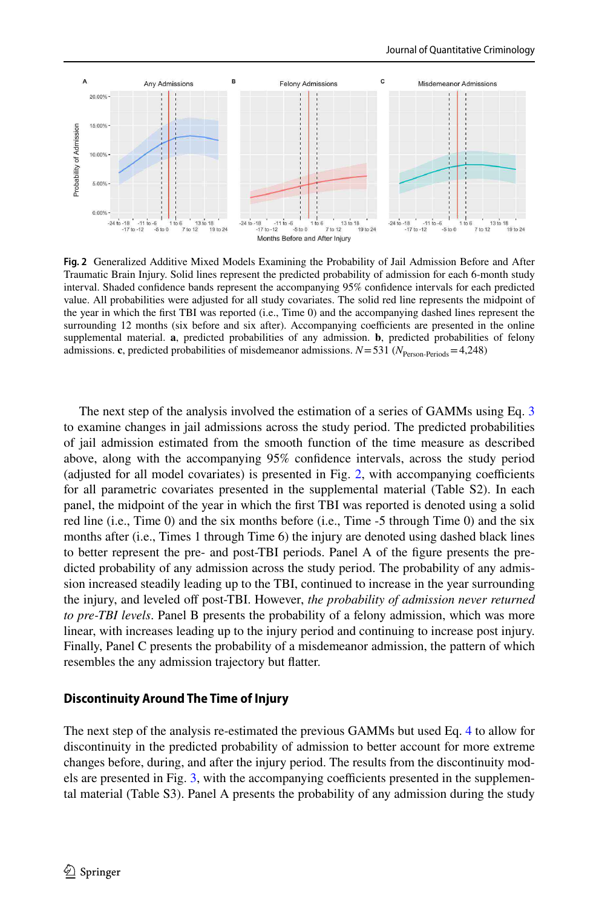**Fig. 2** Generalized Additive Mixed Models Examining the Probability of Jail Admission Before and After Traumatic Brain Injury. Solid lines represent the predicted probability of admission for each 6-month study interval. Shaded confidence bands represent the accompanying 95% confidence intervals for each predicted value. All probabilities were adjusted for all study covariates. The solid red line represents the midpoint of the year in which the first TBI was reported (i.e., Time 0) and the accompanying dashed lines represent the surrounding 12 months (six before and six after). Accompanying coefficients are presented in the online supplemental material. **a**, predicted probabilities of any admission. **b**, predicted probabilities of felony admissions. **c**, predicted probabilities of misdemeanor admissions. $N = 531$ ($N_{\text{Person-Periods}} = 4{,}248$)

The next step of the analysis involved the estimation of a series of GAMMs using Eq. 3 to examine changes in jail admissions across the study period. The predicted probabilities of jail admission estimated from the smooth function of the time measure as described above, along with the accompanying 95% confidence intervals, across the study period (adjusted for all model covariates) is presented in Fig. 2, with accompanying coefficients for all parametric covariates presented in the supplemental material (Table S2). In each panel, the midpoint of the year in which the first TBI was reported is denoted using a solid red line (i.e., Time 0) and the six months before (i.e., Time -5 through Time 0) and the six months after (i.e., Times 1 through Time 6) the injury are denoted using dashed black lines to better represent the pre- and post-TBI periods. Panel A of the figure presents the predicted probability of any admission across the study period. The probability of any admission increased steadily leading up to the TBI, continued to increase in the year surrounding the injury, and leveled off post-TBI. However, *the probability of admission never returned to pre-TBI levels*. Panel B presents the probability of a felony admission, which was more linear, with increases leading up to the injury period and continuing to increase post injury. Finally, Panel C presents the probability of a misdemeanor admission, the pattern of which resembles the any admission trajectory but flatter.

## Discontinuity Around The Time of Injury

The next step of the analysis re-estimated the previous GAMMs but used Eq. 4 to allow for discontinuity in the predicted probability of admission to better account for more extreme changes before, during, and after the injury period. The results from the discontinuity models are presented in Fig. 3, with the accompanying coefficients presented in the supplemental material (Table S3). Panel A presents the probability of any admission during the study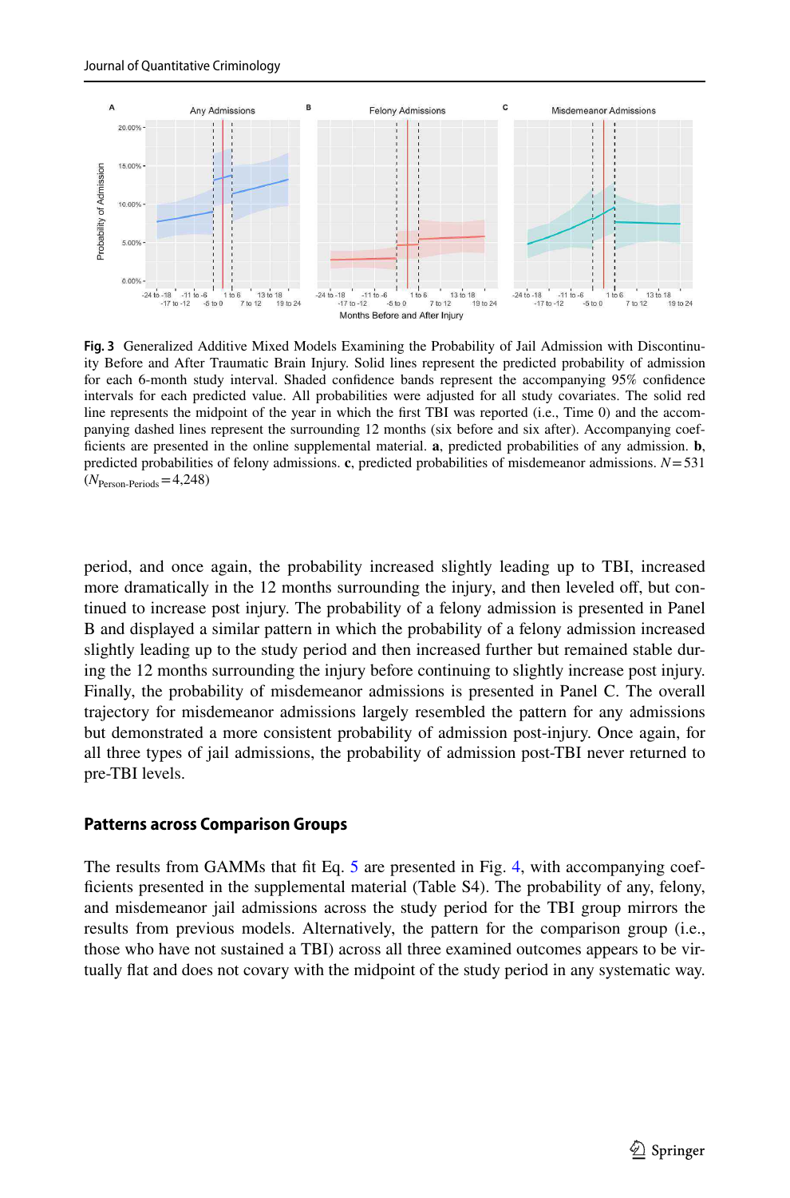**Fig. 3** Generalized Additive Mixed Models Examining the Probability of Jail Admission with Discontinuity Before and After Traumatic Brain Injury. Solid lines represent the predicted probability of admission for each 6-month study interval. Shaded confidence bands represent the accompanying 95% confidence intervals for each predicted value. All probabilities were adjusted for all study covariates. The solid red line represents the midpoint of the year in which the first TBI was reported (i.e., Time 0) and the accompanying dashed lines represent the surrounding 12 months (six before and six after). Accompanying coefficients are presented in the online supplemental material. **a**, predicted probabilities of any admission. **b**, predicted probabilities of felony admissions. **c**, predicted probabilities of misdemeanor admissions. $N=531$ ($N_{\text{Person-Periods}}=4{,}248$)

period, and once again, the probability increased slightly leading up to TBI, increased more dramatically in the 12 months surrounding the injury, and then leveled off, but continued to increase post injury. The probability of a felony admission is presented in Panel B and displayed a similar pattern in which the probability of a felony admission increased slightly leading up to the study period and then increased further but remained stable during the 12 months surrounding the injury before continuing to slightly increase post injury. Finally, the probability of misdemeanor admissions is presented in Panel C. The overall trajectory for misdemeanor admissions largely resembled the pattern for any admissions but demonstrated a more consistent probability of admission post-injury. Once again, for all three types of jail admissions, the probability of admission post-TBI never returned to pre-TBI levels.

## Patterns across Comparison Groups

The results from GAMMs that fit Eq. 5 are presented in Fig. 4, with accompanying coefficients presented in the supplemental material (Table S4). The probability of any, felony, and misdemeanor jail admissions across the study period for the TBI group mirrors the results from previous models. Alternatively, the pattern for the comparison group (i.e., those who have not sustained a TBI) across all three examined outcomes appears to be virtually flat and does not covary with the midpoint of the study period in any systematic way.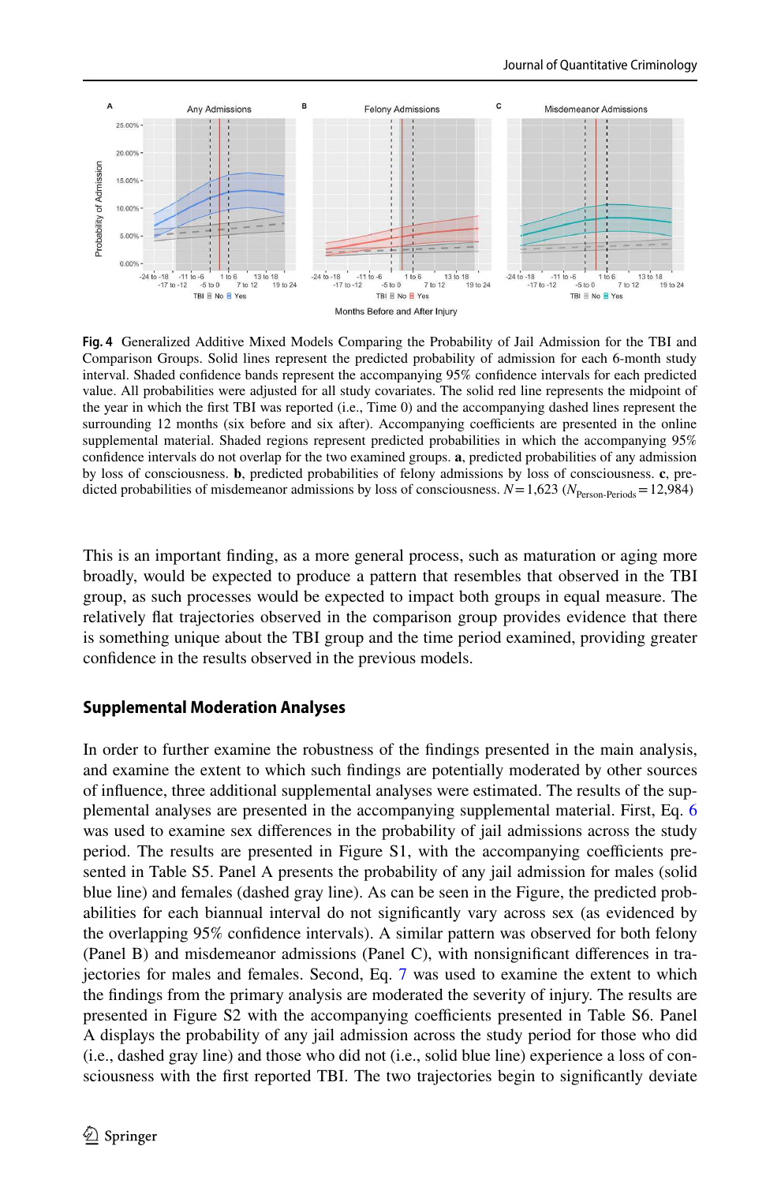**Fig. 4** Generalized Additive Mixed Models Comparing the Probability of Jail Admission for the TBI and Comparison Groups. Solid lines represent the predicted probability of admission for each 6-month study interval. Shaded confidence bands represent the accompanying 95% confidence intervals for each predicted value. All probabilities were adjusted for all study covariates. The solid red line represents the midpoint of the year in which the first TBI was reported (i.e., Time 0) and the accompanying dashed lines represent the surrounding 12 months (six before and six after). Accompanying coefficients are presented in the online supplemental material. Shaded regions represent predicted probabilities in which the accompanying 95% confidence intervals do not overlap for the two examined groups. **a**, predicted probabilities of any admission by loss of consciousness. **b**, predicted probabilities of felony admissions by loss of consciousness. **c**, predicted probabilities of misdemeanor admissions by loss of consciousness. $N = 1{,}623$ ($N_{\text{Person-Periods}} = 12{,}984$)

This is an important finding, as a more general process, such as maturation or aging more broadly, would be expected to produce a pattern that resembles that observed in the TBI group, as such processes would be expected to impact both groups in equal measure. The relatively flat trajectories observed in the comparison group provides evidence that there is something unique about the TBI group and the time period examined, providing greater confidence in the results observed in the previous models.

### Supplemental Moderation Analyses

In order to further examine the robustness of the findings presented in the main analysis, and examine the extent to which such findings are potentially moderated by other sources of influence, three additional supplemental analyses were estimated. The results of the supplemental analyses are presented in the accompanying supplemental material. First, Eq. 6 was used to examine sex differences in the probability of jail admissions across the study period. The results are presented in Figure S1, with the accompanying coefficients presented in Table S5. Panel A presents the probability of any jail admission for males (solid blue line) and females (dashed gray line). As can be seen in the Figure, the predicted probabilities for each biannual interval do not significantly vary across sex (as evidenced by the overlapping 95% confidence intervals). A similar pattern was observed for both felony (Panel B) and misdemeanor admissions (Panel C), with nonsignificant differences in trajectories for males and females. Second, Eq. 7 was used to examine the extent to which the findings from the primary analysis are moderated the severity of injury. The results are presented in Figure S2 with the accompanying coefficients presented in Table S6. Panel A displays the probability of any jail admission across the study period for those who did (i.e., dashed gray line) and those who did not (i.e., solid blue line) experience a loss of consciousness with the first reported TBI. The two trajectories begin to significantly deviate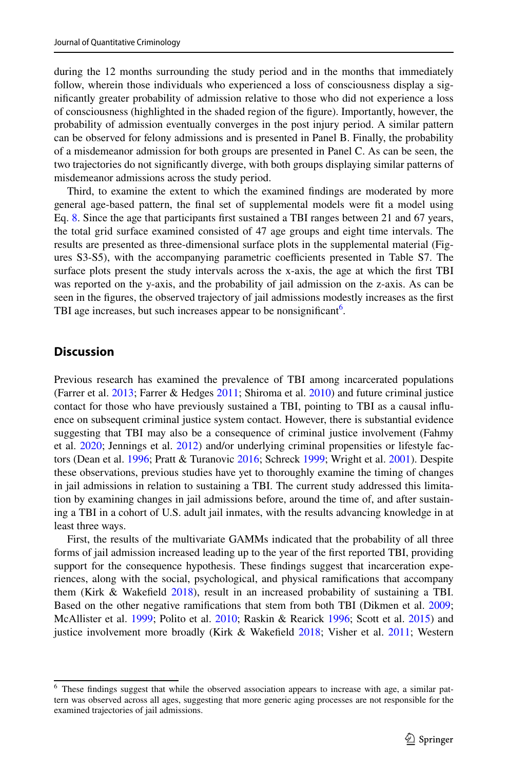during the 12 months surrounding the study period and in the months that immediately follow, wherein those individuals who experienced a loss of consciousness display a significantly greater probability of admission relative to those who did not experience a loss of consciousness (highlighted in the shaded region of the figure). Importantly, however, the probability of admission eventually converges in the post injury period. A similar pattern can be observed for felony admissions and is presented in Panel B. Finally, the probability of a misdemeanor admission for both groups are presented in Panel C. As can be seen, the two trajectories do not significantly diverge, with both groups displaying similar patterns of misdemeanor admissions across the study period.

Third, to examine the extent to which the examined findings are moderated by more general age-based pattern, the final set of supplemental models were fit a model using Eq. 8. Since the age that participants first sustained a TBI ranges between 21 and 67 years, the total grid surface examined consisted of 47 age groups and eight time intervals. The results are presented as three-dimensional surface plots in the supplemental material (Figures S3-S5), with the accompanying parametric coefficients presented in Table S7. The surface plots present the study intervals across the x-axis, the age at which the first TBI was reported on the y-axis, and the probability of jail admission on the z-axis. As can be seen in the figures, the observed trajectory of jail admissions modestly increases as the first TBI age increases, but such increases appear to be nonsignificant[6].

## Discussion

Previous research has examined the prevalence of TBI among incarcerated populations (Farrer et al. 2013; Farrer & Hedges 2011; Shiroma et al. 2010) and future criminal justice contact for those who have previously sustained a TBI, pointing to TBI as a causal influence on subsequent criminal justice system contact. However, there is substantial evidence suggesting that TBI may also be a consequence of criminal justice involvement (Fahmy et al. 2020; Jennings et al. 2012) and/or underlying criminal propensities or lifestyle factors (Dean et al. 1996; Pratt & Turanovic 2016; Schreck 1999; Wright et al. 2001). Despite these observations, previous studies have yet to thoroughly examine the timing of changes in jail admissions in relation to sustaining a TBI. The current study addressed this limitation by examining changes in jail admissions before, around the time of, and after sustaining a TBI in a cohort of U.S. adult jail inmates, with the results advancing knowledge in at least three ways.

First, the results of the multivariate GAMMs indicated that the probability of all three forms of jail admission increased leading up to the year of the first reported TBI, providing support for the consequence hypothesis. These findings suggest that incarceration experiences, along with the social, psychological, and physical ramifications that accompany them (Kirk & Wakefield 2018), result in an increased probability of sustaining a TBI. Based on the other negative ramifications that stem from both TBI (Dikmen et al. 2009; McAllister et al. 1999; Polito et al. 2010; Raskin & Rearick 1996; Scott et al. 2015) and justice involvement more broadly (Kirk & Wakefield 2018; Visher et al. 2011; Western

[6] These findings suggest that while the observed association appears to increase with age, a similar pattern was observed across all ages, suggesting that more generic aging processes are not responsible for the examined trajectories of jail admissions.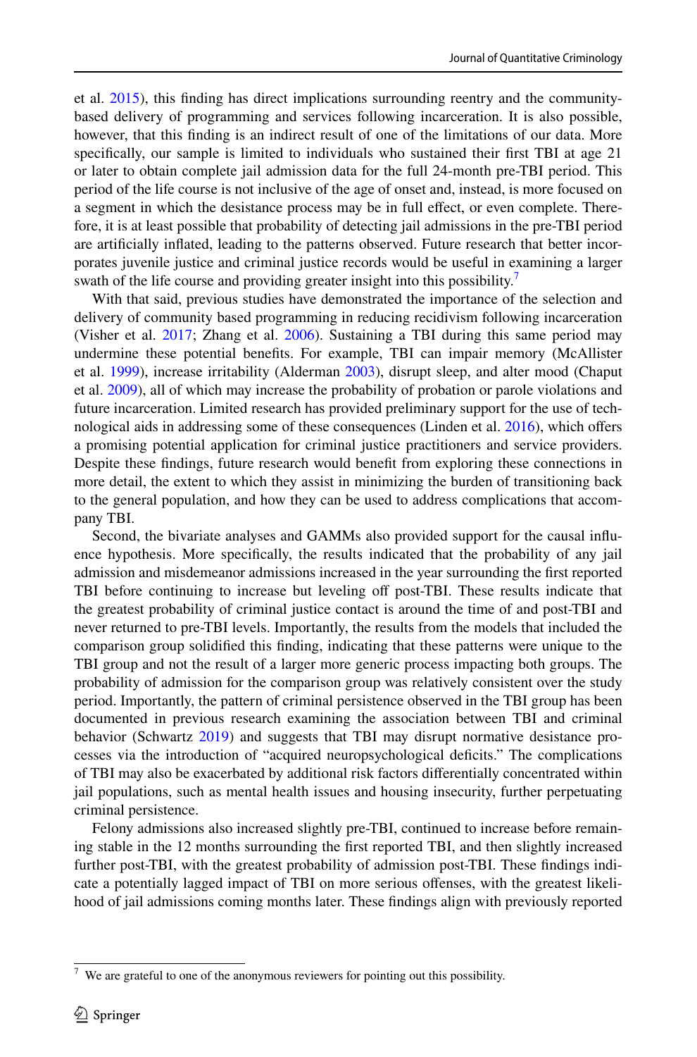et al. 2015), this finding has direct implications surrounding reentry and the community-based delivery of programming and services following incarceration. It is also possible, however, that this finding is an indirect result of one of the limitations of our data. More specifically, our sample is limited to individuals who sustained their first TBI at age 21 or later to obtain complete jail admission data for the full 24-month pre-TBI period. This period of the life course is not inclusive of the age of onset and, instead, is more focused on a segment in which the desistance process may be in full effect, or even complete. Therefore, it is at least possible that probability of detecting jail admissions in the pre-TBI period are artificially inflated, leading to the patterns observed. Future research that better incorporates juvenile justice and criminal justice records would be useful in examining a larger swath of the life course and providing greater insight into this possibility.[7]

With that said, previous studies have demonstrated the importance of the selection and delivery of community based programming in reducing recidivism following incarceration (Visher et al. 2017; Zhang et al. 2006). Sustaining a TBI during this same period may undermine these potential benefits. For example, TBI can impair memory (McAllister et al. 1999), increase irritability (Alderman 2003), disrupt sleep, and alter mood (Chaput et al. 2009), all of which may increase the probability of probation or parole violations and future incarceration. Limited research has provided preliminary support for the use of technological aids in addressing some of these consequences (Linden et al. 2016), which offers a promising potential application for criminal justice practitioners and service providers. Despite these findings, future research would benefit from exploring these connections in more detail, the extent to which they assist in minimizing the burden of transitioning back to the general population, and how they can be used to address complications that accompany TBI.

Second, the bivariate analyses and GAMMs also provided support for the causal influence hypothesis. More specifically, the results indicated that the probability of any jail admission and misdemeanor admissions increased in the year surrounding the first reported TBI before continuing to increase but leveling off post-TBI. These results indicate that the greatest probability of criminal justice contact is around the time of and post-TBI and never returned to pre-TBI levels. Importantly, the results from the models that included the comparison group solidified this finding, indicating that these patterns were unique to the TBI group and not the result of a larger more generic process impacting both groups. The probability of admission for the comparison group was relatively consistent over the study period. Importantly, the pattern of criminal persistence observed in the TBI group has been documented in previous research examining the association between TBI and criminal behavior (Schwartz 2019) and suggests that TBI may disrupt normative desistance processes via the introduction of "acquired neuropsychological deficits." The complications of TBI may also be exacerbated by additional risk factors differentially concentrated within jail populations, such as mental health issues and housing insecurity, further perpetuating criminal persistence.

Felony admissions also increased slightly pre-TBI, continued to increase before remaining stable in the 12 months surrounding the first reported TBI, and then slightly increased further post-TBI, with the greatest probability of admission post-TBI. These findings indicate a potentially lagged impact of TBI on more serious offenses, with the greatest likelihood of jail admissions coming months later. These findings align with previously reported

[7] We are grateful to one of the anonymous reviewers for pointing out this possibility.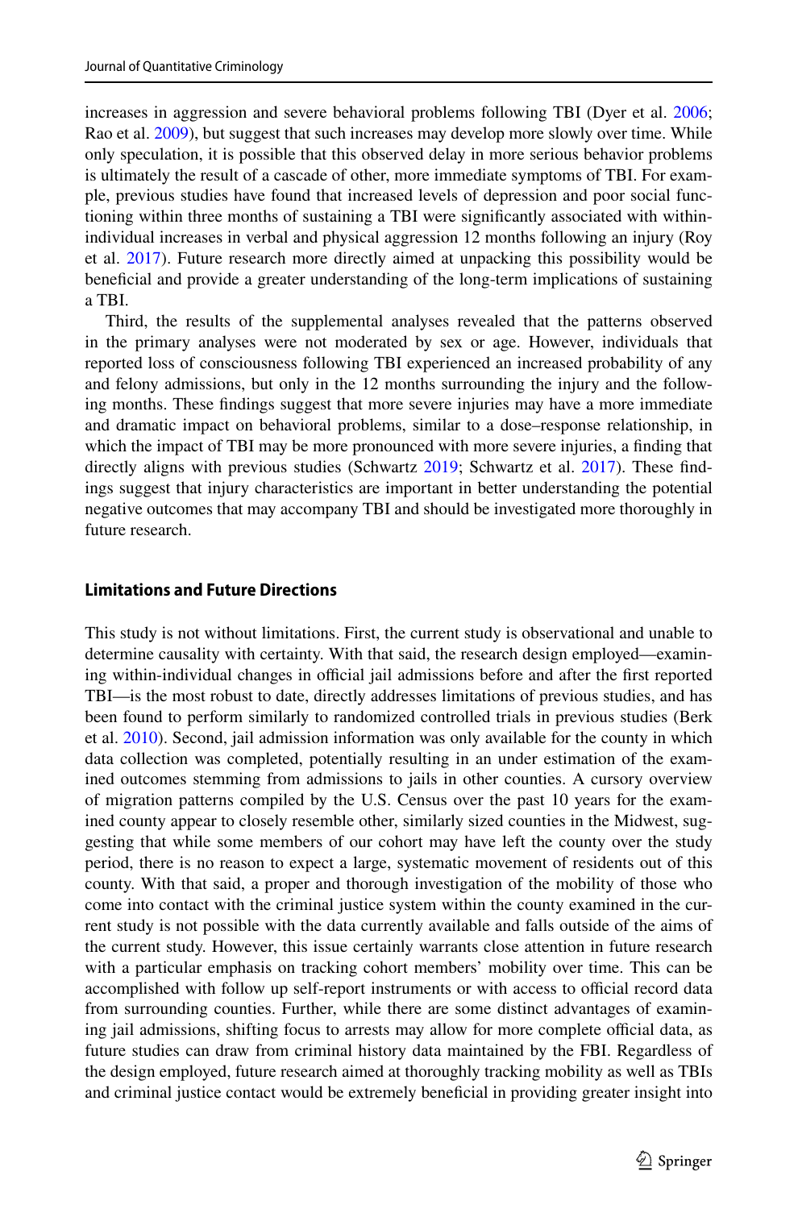increases in aggression and severe behavioral problems following TBI (Dyer et al. 2006; Rao et al. 2009), but suggest that such increases may develop more slowly over time. While only speculation, it is possible that this observed delay in more serious behavior problems is ultimately the result of a cascade of other, more immediate symptoms of TBI. For example, previous studies have found that increased levels of depression and poor social functioning within three months of sustaining a TBI were significantly associated with within-individual increases in verbal and physical aggression 12 months following an injury (Roy et al. 2017). Future research more directly aimed at unpacking this possibility would be beneficial and provide a greater understanding of the long-term implications of sustaining a TBI.

Third, the results of the supplemental analyses revealed that the patterns observed in the primary analyses were not moderated by sex or age. However, individuals that reported loss of consciousness following TBI experienced an increased probability of any and felony admissions, but only in the 12 months surrounding the injury and the following months. These findings suggest that more severe injuries may have a more immediate and dramatic impact on behavioral problems, similar to a dose–response relationship, in which the impact of TBI may be more pronounced with more severe injuries, a finding that directly aligns with previous studies (Schwartz 2019; Schwartz et al. 2017). These findings suggest that injury characteristics are important in better understanding the potential negative outcomes that may accompany TBI and should be investigated more thoroughly in future research.

### Limitations and Future Directions

This study is not without limitations. First, the current study is observational and unable to determine causality with certainty. With that said, the research design employed—examining within-individual changes in official jail admissions before and after the first reported TBI—is the most robust to date, directly addresses limitations of previous studies, and has been found to perform similarly to randomized controlled trials in previous studies (Berk et al. 2010). Second, jail admission information was only available for the county in which data collection was completed, potentially resulting in an under estimation of the examined outcomes stemming from admissions to jails in other counties. A cursory overview of migration patterns compiled by the U.S. Census over the past 10 years for the examined county appear to closely resemble other, similarly sized counties in the Midwest, suggesting that while some members of our cohort may have left the county over the study period, there is no reason to expect a large, systematic movement of residents out of this county. With that said, a proper and thorough investigation of the mobility of those who come into contact with the criminal justice system within the county examined in the current study is not possible with the data currently available and falls outside of the aims of the current study. However, this issue certainly warrants close attention in future research with a particular emphasis on tracking cohort members' mobility over time. This can be accomplished with follow up self-report instruments or with access to official record data from surrounding counties. Further, while there are some distinct advantages of examining jail admissions, shifting focus to arrests may allow for more complete official data, as future studies can draw from criminal history data maintained by the FBI. Regardless of the design employed, future research aimed at thoroughly tracking mobility as well as TBIs and criminal justice contact would be extremely beneficial in providing greater insight into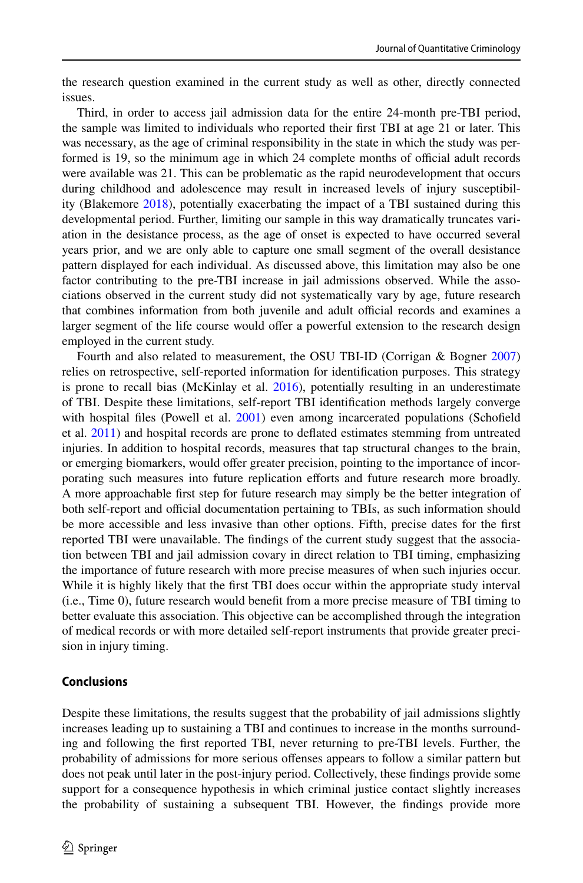the research question examined in the current study as well as other, directly connected issues.

Third, in order to access jail admission data for the entire 24-month pre-TBI period, the sample was limited to individuals who reported their first TBI at age 21 or later. This was necessary, as the age of criminal responsibility in the state in which the study was performed is 19, so the minimum age in which 24 complete months of official adult records were available was 21. This can be problematic as the rapid neurodevelopment that occurs during childhood and adolescence may result in increased levels of injury susceptibility (Blakemore 2018), potentially exacerbating the impact of a TBI sustained during this developmental period. Further, limiting our sample in this way dramatically truncates variation in the desistance process, as the age of onset is expected to have occurred several years prior, and we are only able to capture one small segment of the overall desistance pattern displayed for each individual. As discussed above, this limitation may also be one factor contributing to the pre-TBI increase in jail admissions observed. While the associations observed in the current study did not systematically vary by age, future research that combines information from both juvenile and adult official records and examines a larger segment of the life course would offer a powerful extension to the research design employed in the current study.

Fourth and also related to measurement, the OSU TBI-ID (Corrigan & Bogner 2007) relies on retrospective, self-reported information for identification purposes. This strategy is prone to recall bias (McKinlay et al. 2016), potentially resulting in an underestimate of TBI. Despite these limitations, self-report TBI identification methods largely converge with hospital files (Powell et al. 2001) even among incarcerated populations (Schofield et al. 2011) and hospital records are prone to deflated estimates stemming from untreated injuries. In addition to hospital records, measures that tap structural changes to the brain, or emerging biomarkers, would offer greater precision, pointing to the importance of incorporating such measures into future replication efforts and future research more broadly. A more approachable first step for future research may simply be the better integration of both self-report and official documentation pertaining to TBIs, as such information should be more accessible and less invasive than other options. Fifth, precise dates for the first reported TBI were unavailable. The findings of the current study suggest that the association between TBI and jail admission covary in direct relation to TBI timing, emphasizing the importance of future research with more precise measures of when such injuries occur. While it is highly likely that the first TBI does occur within the appropriate study interval (i.e., Time 0), future research would benefit from a more precise measure of TBI timing to better evaluate this association. This objective can be accomplished through the integration of medical records or with more detailed self-report instruments that provide greater precision in injury timing.

## Conclusions

Despite these limitations, the results suggest that the probability of jail admissions slightly increases leading up to sustaining a TBI and continues to increase in the months surrounding and following the first reported TBI, never returning to pre-TBI levels. Further, the probability of admissions for more serious offenses appears to follow a similar pattern but does not peak until later in the post-injury period. Collectively, these findings provide some support for a consequence hypothesis in which criminal justice contact slightly increases the probability of sustaining a subsequent TBI. However, the findings provide more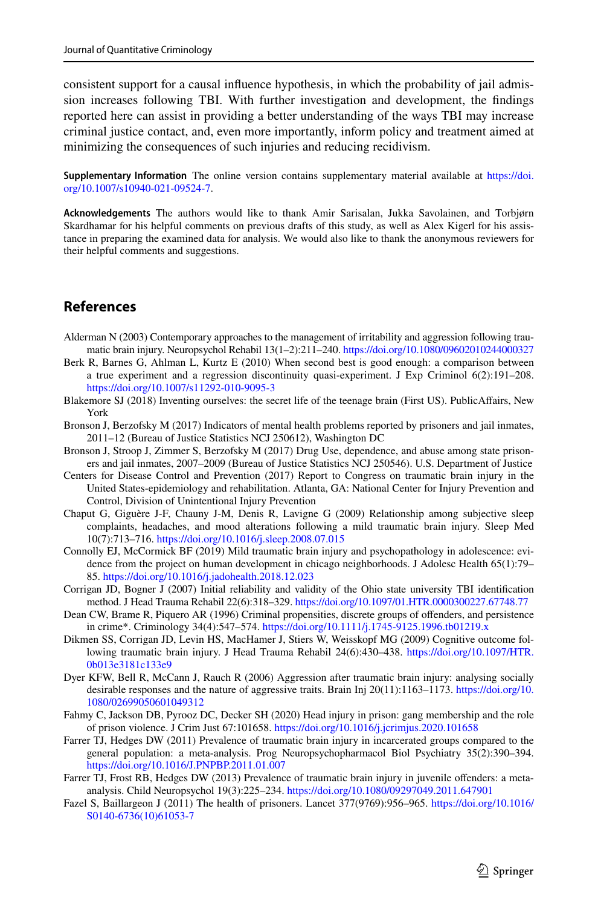consistent support for a causal influence hypothesis, in which the probability of jail admission increases following TBI. With further investigation and development, the findings reported here can assist in providing a better understanding of the ways TBI may increase criminal justice contact, and, even more importantly, inform policy and treatment aimed at minimizing the consequences of such injuries and reducing recidivism.

**Supplementary Information** The online version contains supplementary material available at https://doi.org/10.1007/s10940-021-09524-7.

**Acknowledgements** The authors would like to thank Amir Sarisalan, Jukka Savolainen, and Torbjørn Skardhamar for his helpful comments on previous drafts of this study, as well as Alex Kigerl for his assistance in preparing the examined data for analysis. We would also like to thank the anonymous reviewers for their helpful comments and suggestions.

## References

Alderman N (2003) Contemporary approaches to the management of irritability and aggression following traumatic brain injury. Neuropsychol Rehabil 13(1–2):211–240. https://doi.org/10.1080/09602010244000327

Berk R, Barnes G, Ahlman L, Kurtz E (2010) When second best is good enough: a comparison between a true experiment and a regression discontinuity quasi-experiment. J Exp Criminol 6(2):191–208. https://doi.org/10.1007/s11292-010-9095-3

Blakemore SJ (2018) Inventing ourselves: the secret life of the teenage brain (First US). PublicAffairs, New York

Bronson J, Berzofsky M (2017) Indicators of mental health problems reported by prisoners and jail inmates, 2011–12 (Bureau of Justice Statistics NCJ 250612), Washington DC

Bronson J, Stroop J, Zimmer S, Berzofsky M (2017) Drug Use, dependence, and abuse among state prisoners and jail inmates, 2007–2009 (Bureau of Justice Statistics NCJ 250546). U.S. Department of Justice

Centers for Disease Control and Prevention (2017) Report to Congress on traumatic brain injury in the United States-epidemiology and rehabilitation. Atlanta, GA: National Center for Injury Prevention and Control, Division of Unintentional Injury Prevention

Chaput G, Giguère J-F, Chauny J-M, Denis R, Lavigne G (2009) Relationship among subjective sleep complaints, headaches, and mood alterations following a mild traumatic brain injury. Sleep Med 10(7):713–716. https://doi.org/10.1016/j.sleep.2008.07.015

Connolly EJ, McCormick BF (2019) Mild traumatic brain injury and psychopathology in adolescence: evidence from the project on human development in chicago neighborhoods. J Adolesc Health 65(1):79–85. https://doi.org/10.1016/j.jadohealth.2018.12.023

Corrigan JD, Bogner J (2007) Initial reliability and validity of the Ohio state university TBI identification method. J Head Trauma Rehabil 22(6):318–329. https://doi.org/10.1097/01.HTR.0000300227.67748.77

Dean CW, Brame R, Piquero AR (1996) Criminal propensities, discrete groups of offenders, and persistence in crime*. Criminology 34(4):547–574. https://doi.org/10.1111/j.1745-9125.1996.tb01219.x

Dikmen SS, Corrigan JD, Levin HS, MacHamer J, Stiers W, Weisskopf MG (2009) Cognitive outcome following traumatic brain injury. J Head Trauma Rehabil 24(6):430–438. https://doi.org/10.1097/HTR.0b013e3181c133e9

Dyer KFW, Bell R, McCann J, Rauch R (2006) Aggression after traumatic brain injury: analysing socially desirable responses and the nature of aggressive traits. Brain Inj 20(11):1163–1173. https://doi.org/10.1080/02699050601049312

Fahmy C, Jackson DB, Pyrooz DC, Decker SH (2020) Head injury in prison: gang membership and the role of prison violence. J Crim Just 67:101658. https://doi.org/10.1016/j.jcrimjus.2020.101658

Farrer TJ, Hedges DW (2011) Prevalence of traumatic brain injury in incarcerated groups compared to the general population: a meta-analysis. Prog Neuropsychopharmacol Biol Psychiatry 35(2):390–394. https://doi.org/10.1016/J.PNPBP.2011.01.007

Farrer TJ, Frost RB, Hedges DW (2013) Prevalence of traumatic brain injury in juvenile offenders: a meta-analysis. Child Neuropsychol 19(3):225–234. https://doi.org/10.1080/09297049.2011.647901

Fazel S, Baillargeon J (2011) The health of prisoners. Lancet 377(9769):956–965. https://doi.org/10.1016/S0140-6736(10)61053-7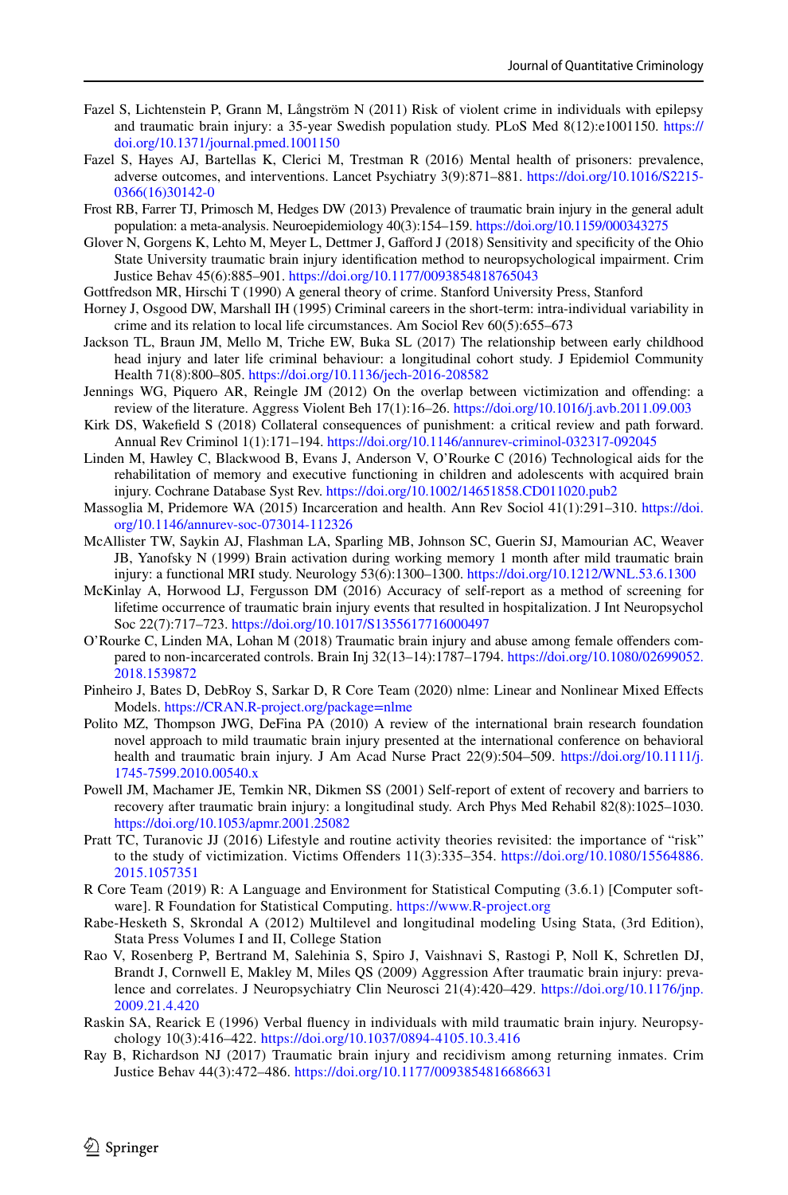Fazel S, Lichtenstein P, Grann M, Långström N (2011) Risk of violent crime in individuals with epilepsy and traumatic brain injury: a 35-year Swedish population study. PLoS Med 8(12):e1001150. https://doi.org/10.1371/journal.pmed.1001150

Fazel S, Hayes AJ, Bartellas K, Clerici M, Trestman R (2016) Mental health of prisoners: prevalence, adverse outcomes, and interventions. Lancet Psychiatry 3(9):871–881. https://doi.org/10.1016/S2215-0366(16)30142-0

Frost RB, Farrer TJ, Primosch M, Hedges DW (2013) Prevalence of traumatic brain injury in the general adult population: a meta-analysis. Neuroepidemiology 40(3):154–159. https://doi.org/10.1159/000343275

Glover N, Gorgens K, Lehto M, Meyer L, Dettmer J, Gafford J (2018) Sensitivity and specificity of the Ohio State University traumatic brain injury identification method to neuropsychological impairment. Crim Justice Behav 45(6):885–901. https://doi.org/10.1177/0093854818765043

Gottfredson MR, Hirschi T (1990) A general theory of crime. Stanford University Press, Stanford

Horney J, Osgood DW, Marshall IH (1995) Criminal careers in the short-term: intra-individual variability in crime and its relation to local life circumstances. Am Sociol Rev 60(5):655–673

Jackson TL, Braun JM, Mello M, Triche EW, Buka SL (2017) The relationship between early childhood head injury and later life criminal behaviour: a longitudinal cohort study. J Epidemiol Community Health 71(8):800–805. https://doi.org/10.1136/jech-2016-208582

Jennings WG, Piquero AR, Reingle JM (2012) On the overlap between victimization and offending: a review of the literature. Aggress Violent Beh 17(1):16–26. https://doi.org/10.1016/j.avb.2011.09.003

Kirk DS, Wakefield S (2018) Collateral consequences of punishment: a critical review and path forward. Annual Rev Criminol 1(1):171–194. https://doi.org/10.1146/annurev-criminol-032317-092045

Linden M, Hawley C, Blackwood B, Evans J, Anderson V, O'Rourke C (2016) Technological aids for the rehabilitation of memory and executive functioning in children and adolescents with acquired brain injury. Cochrane Database Syst Rev. https://doi.org/10.1002/14651858.CD011020.pub2

Massoglia M, Pridemore WA (2015) Incarceration and health. Ann Rev Sociol 41(1):291–310. https://doi.org/10.1146/annurev-soc-073014-112326

McAllister TW, Saykin AJ, Flashman LA, Sparling MB, Johnson SC, Guerin SJ, Mamourian AC, Weaver JB, Yanofsky N (1999) Brain activation during working memory 1 month after mild traumatic brain injury: a functional MRI study. Neurology 53(6):1300–1300. https://doi.org/10.1212/WNL.53.6.1300

McKinlay A, Horwood LJ, Fergusson DM (2016) Accuracy of self-report as a method of screening for lifetime occurrence of traumatic brain injury events that resulted in hospitalization. J Int Neuropsychol Soc 22(7):717–723. https://doi.org/10.1017/S1355617716000497

O'Rourke C, Linden MA, Lohan M (2018) Traumatic brain injury and abuse among female offenders compared to non-incarcerated controls. Brain Inj 32(13–14):1787–1794. https://doi.org/10.1080/02699052.2018.1539872

Pinheiro J, Bates D, DebRoy S, Sarkar D, R Core Team (2020) nlme: Linear and Nonlinear Mixed Effects Models. https://CRAN.R-project.org/package=nlme

Polito MZ, Thompson JWG, DeFina PA (2010) A review of the international brain research foundation novel approach to mild traumatic brain injury presented at the international conference on behavioral health and traumatic brain injury. J Am Acad Nurse Pract 22(9):504–509. https://doi.org/10.1111/j.1745-7599.2010.00540.x

Powell JM, Machamer JE, Temkin NR, Dikmen SS (2001) Self-report of extent of recovery and barriers to recovery after traumatic brain injury: a longitudinal study. Arch Phys Med Rehabil 82(8):1025–1030. https://doi.org/10.1053/apmr.2001.25082

Pratt TC, Turanovic JJ (2016) Lifestyle and routine activity theories revisited: the importance of "risk" to the study of victimization. Victims Offenders 11(3):335–354. https://doi.org/10.1080/15564886.2015.1057351

R Core Team (2019) R: A Language and Environment for Statistical Computing (3.6.1) [Computer software]. R Foundation for Statistical Computing. https://www.R-project.org

Rabe-Hesketh S, Skrondal A (2012) Multilevel and longitudinal modeling Using Stata, (3rd Edition), Stata Press Volumes I and II, College Station

Rao V, Rosenberg P, Bertrand M, Salehinia S, Spiro J, Vaishnavi S, Rastogi P, Noll K, Schretlen DJ, Brandt J, Cornwell E, Makley M, Miles QS (2009) Aggression After traumatic brain injury: prevalence and correlates. J Neuropsychiatry Clin Neurosci 21(4):420–429. https://doi.org/10.1176/jnp.2009.21.4.420

Raskin SA, Rearick E (1996) Verbal fluency in individuals with mild traumatic brain injury. Neuropsychology 10(3):416–422. https://doi.org/10.1037/0894-4105.10.3.416

Ray B, Richardson NJ (2017) Traumatic brain injury and recidivism among returning inmates. Crim Justice Behav 44(3):472–486. https://doi.org/10.1177/0093854816686631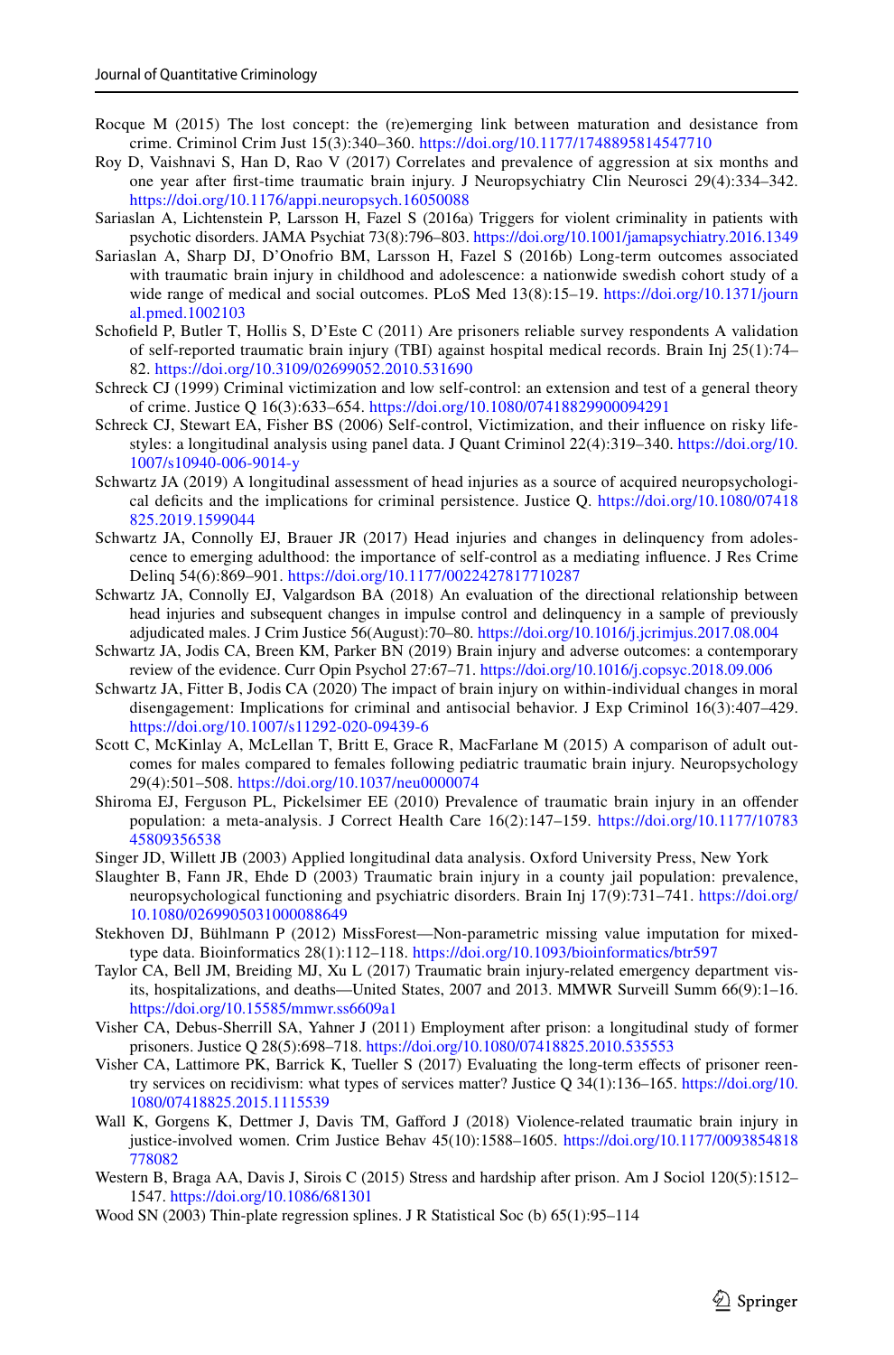Rocque M (2015) The lost concept: the (re)emerging link between maturation and desistance from crime. Criminol Crim Just 15(3):340–360. https://doi.org/10.1177/1748895814547710

Roy D, Vaishnavi S, Han D, Rao V (2017) Correlates and prevalence of aggression at six months and one year after first-time traumatic brain injury. J Neuropsychiatry Clin Neurosci 29(4):334–342. https://doi.org/10.1176/appi.neuropsych.16050088

Sariaslan A, Lichtenstein P, Larsson H, Fazel S (2016a) Triggers for violent criminality in patients with psychotic disorders. JAMA Psychiat 73(8):796–803. https://doi.org/10.1001/jamapsychiatry.2016.1349

Sariaslan A, Sharp DJ, D'Onofrio BM, Larsson H, Fazel S (2016b) Long-term outcomes associated with traumatic brain injury in childhood and adolescence: a nationwide swedish cohort study of a wide range of medical and social outcomes. PLoS Med 13(8):15–19. https://doi.org/10.1371/journal.pmed.1002103

Schofield P, Butler T, Hollis S, D'Este C (2011) Are prisoners reliable survey respondents A validation of self-reported traumatic brain injury (TBI) against hospital medical records. Brain Inj 25(1):74–82. https://doi.org/10.3109/02699052.2010.531690

Schreck CJ (1999) Criminal victimization and low self-control: an extension and test of a general theory of crime. Justice Q 16(3):633–654. https://doi.org/10.1080/07418829900094291

Schreck CJ, Stewart EA, Fisher BS (2006) Self-control, Victimization, and their influence on risky lifestyles: a longitudinal analysis using panel data. J Quant Criminol 22(4):319–340. https://doi.org/10.1007/s10940-006-9014-y

Schwartz JA (2019) A longitudinal assessment of head injuries as a source of acquired neuropsychological deficits and the implications for criminal persistence. Justice Q. https://doi.org/10.1080/07418825.2019.1599044

Schwartz JA, Connolly EJ, Brauer JR (2017) Head injuries and changes in delinquency from adolescence to emerging adulthood: the importance of self-control as a mediating influence. J Res Crime Delinq 54(6):869–901. https://doi.org/10.1177/0022427817710287

Schwartz JA, Connolly EJ, Valgardson BA (2018) An evaluation of the directional relationship between head injuries and subsequent changes in impulse control and delinquency in a sample of previously adjudicated males. J Crim Justice 56(August):70–80. https://doi.org/10.1016/j.jcrimjus.2017.08.004

Schwartz JA, Jodis CA, Breen KM, Parker BN (2019) Brain injury and adverse outcomes: a contemporary review of the evidence. Curr Opin Psychol 27:67–71. https://doi.org/10.1016/j.copsyc.2018.09.006

Schwartz JA, Fitter B, Jodis CA (2020) The impact of brain injury on within-individual changes in moral disengagement: Implications for criminal and antisocial behavior. J Exp Criminol 16(3):407–429. https://doi.org/10.1007/s11292-020-09439-6

Scott C, McKinlay A, McLellan T, Britt E, Grace R, MacFarlane M (2015) A comparison of adult outcomes for males compared to females following pediatric traumatic brain injury. Neuropsychology 29(4):501–508. https://doi.org/10.1037/neu0000074

Shiroma EJ, Ferguson PL, Pickelsimer EE (2010) Prevalence of traumatic brain injury in an offender population: a meta-analysis. J Correct Health Care 16(2):147–159. https://doi.org/10.1177/1078345809356538

Singer JD, Willett JB (2003) Applied longitudinal data analysis. Oxford University Press, New York

Slaughter B, Fann JR, Ehde D (2003) Traumatic brain injury in a county jail population: prevalence, neuropsychological functioning and psychiatric disorders. Brain Inj 17(9):731–741. https://doi.org/10.1080/0269905031000088649

Stekhoven DJ, Bühlmann P (2012) MissForest—Non-parametric missing value imputation for mixed-type data. Bioinformatics 28(1):112–118. https://doi.org/10.1093/bioinformatics/btr597

Taylor CA, Bell JM, Breiding MJ, Xu L (2017) Traumatic brain injury-related emergency department visits, hospitalizations, and deaths—United States, 2007 and 2013. MMWR Surveill Summ 66(9):1–16. https://doi.org/10.15585/mmwr.ss6609a1

Visher CA, Debus-Sherrill SA, Yahner J (2011) Employment after prison: a longitudinal study of former prisoners. Justice Q 28(5):698–718. https://doi.org/10.1080/07418825.2010.535553

Visher CA, Lattimore PK, Barrick K, Tueller S (2017) Evaluating the long-term effects of prisoner reentry services on recidivism: what types of services matter? Justice Q 34(1):136–165. https://doi.org/10.1080/07418825.2015.1115539

Wall K, Gorgens K, Dettmer J, Davis TM, Gafford J (2018) Violence-related traumatic brain injury in justice-involved women. Crim Justice Behav 45(10):1588–1605. https://doi.org/10.1177/0093854818778082

Western B, Braga AA, Davis J, Sirois C (2015) Stress and hardship after prison. Am J Sociol 120(5):1512–1547. https://doi.org/10.1086/681301

Wood SN (2003) Thin-plate regression splines. J R Statistical Soc (b) 65(1):95–114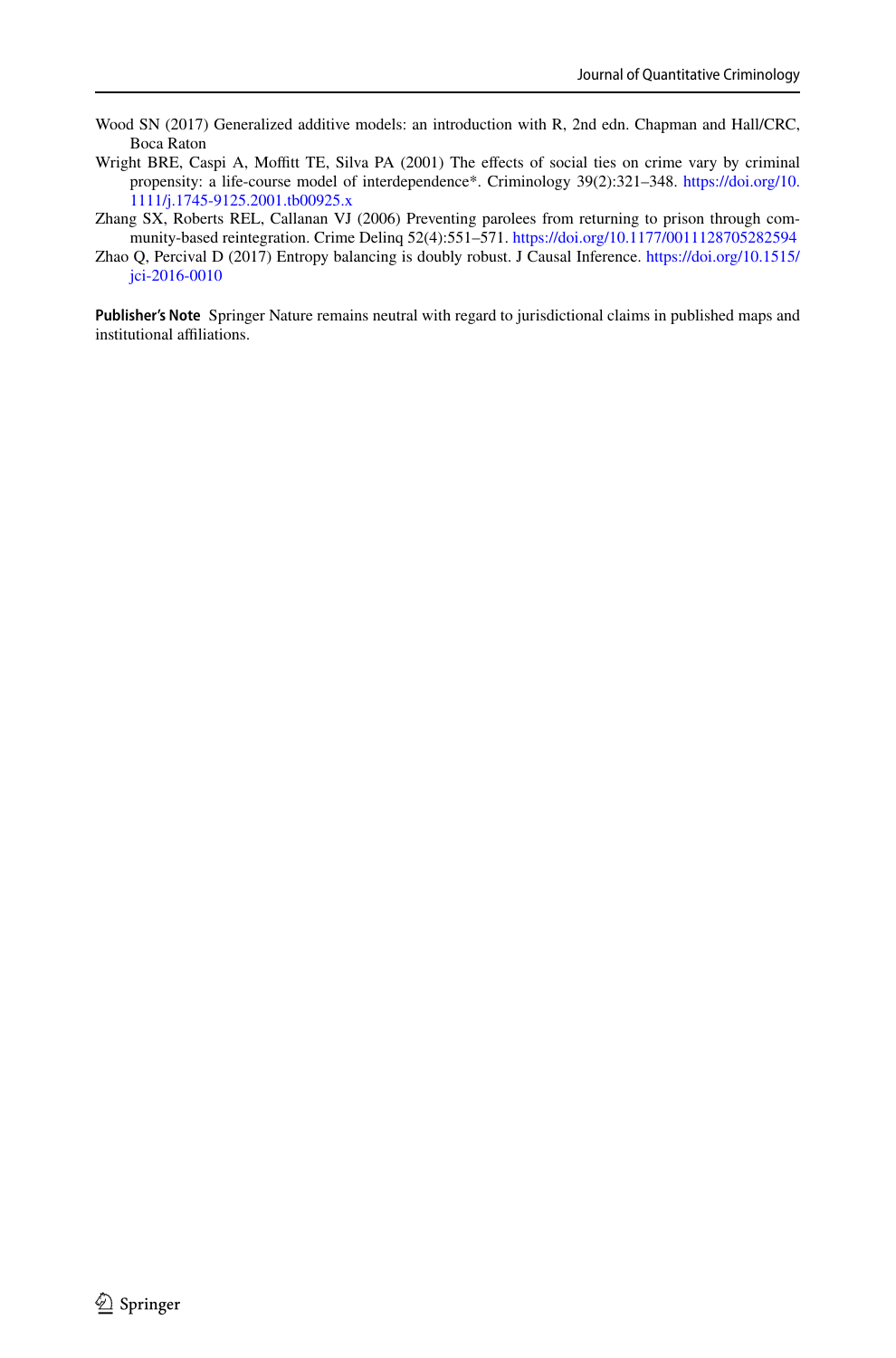Wood SN (2017) Generalized additive models: an introduction with R, 2nd edn. Chapman and Hall/CRC, Boca Raton

Wright BRE, Caspi A, Moffitt TE, Silva PA (2001) The effects of social ties on crime vary by criminal propensity: a life-course model of interdependence*. Criminology 39(2):321–348. https://doi.org/10.1111/j.1745-9125.2001.tb00925.x

Zhang SX, Roberts REL, Callanan VJ (2006) Preventing parolees from returning to prison through community-based reintegration. Crime Delinq 52(4):551–571. https://doi.org/10.1177/0011128705282594

Zhao Q, Percival D (2017) Entropy balancing is doubly robust. J Causal Inference. https://doi.org/10.1515/jci-2016-0010

**Publisher's Note** Springer Nature remains neutral with regard to jurisdictional claims in published maps and institutional affiliations.